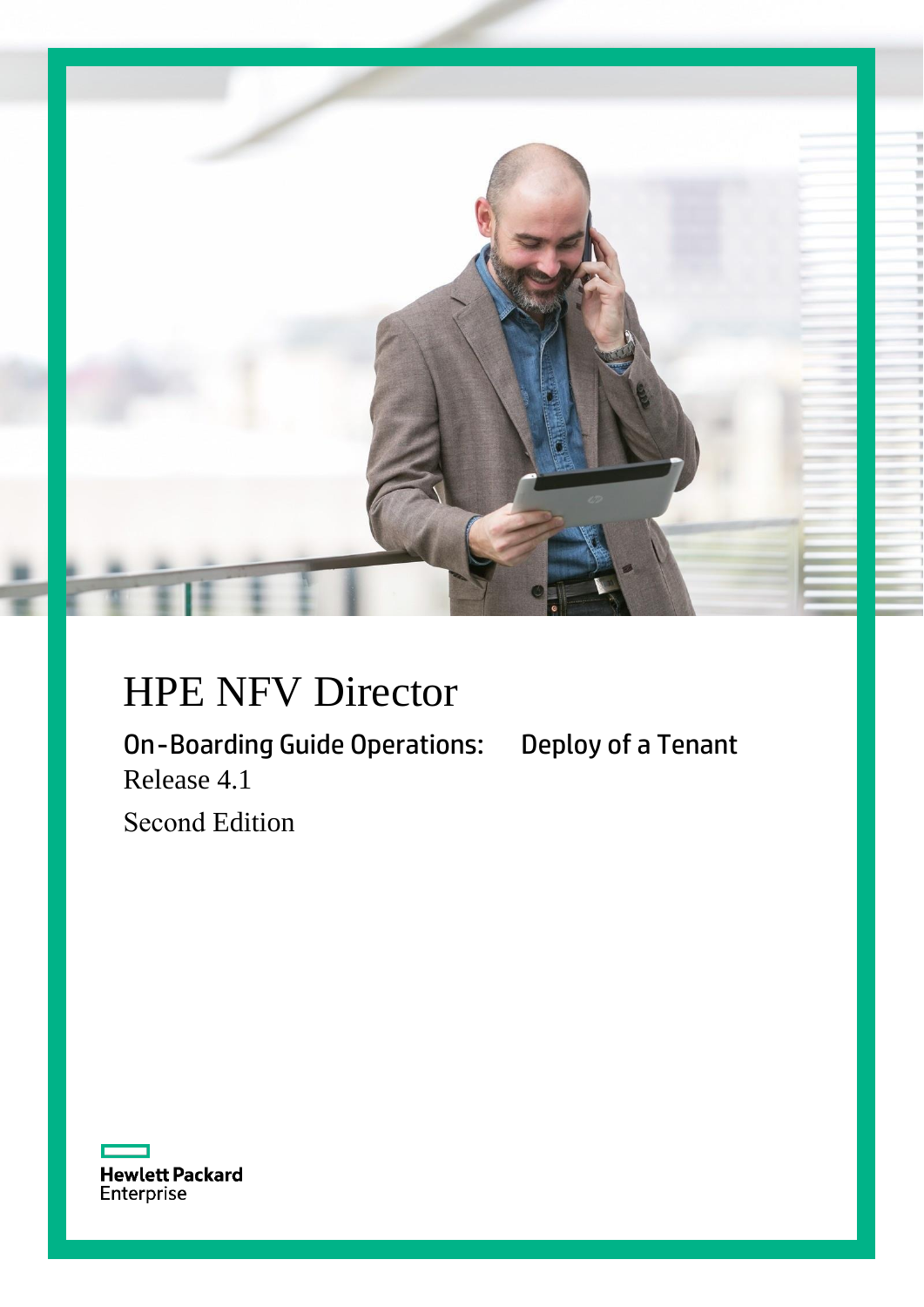# HPE NFV Director

## On-Boarding Guide Operations: Deploy of a Tenant

Release 4.1

Second Edition

Hewlett Packard Enterprise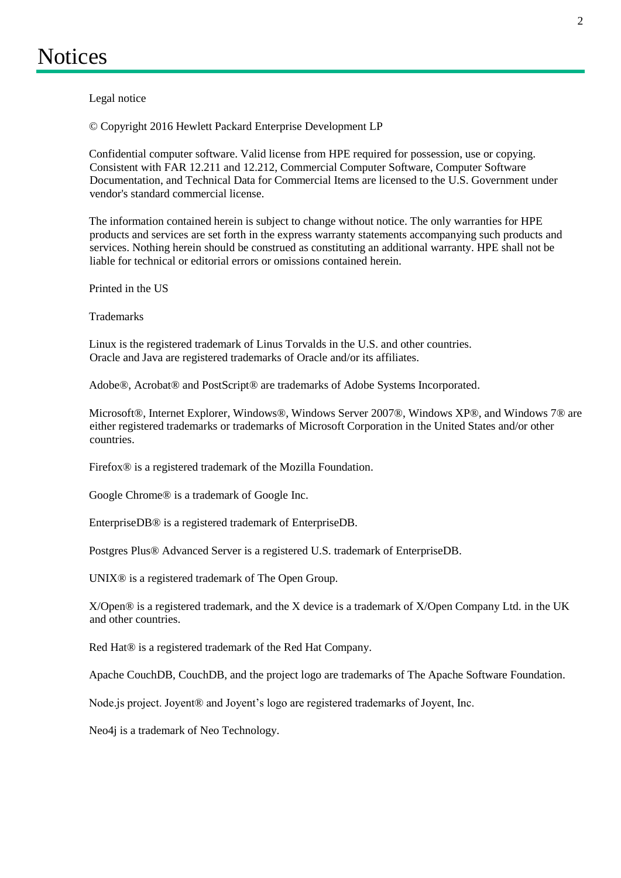# Notices

Legal notice

© Copyright 2016 Hewlett Packard Enterprise Development LP

Confidential computer software. Valid license from HPE required for possession, use or copying. Consistent with FAR 12.211 and 12.212, Commercial Computer Software, Computer Software Documentation, and Technical Data for Commercial Items are licensed to the U.S. Government under vendor's standard commercial license.

The information contained herein is subject to change without notice. The only warranties for HPE products and services are set forth in the express warranty statements accompanying such products and services. Nothing herein should be construed as constituting an additional warranty. HPE shall not be liable for technical or editorial errors or omissions contained herein.

Printed in the US

Trademarks

Linux is the registered trademark of Linus Torvalds in the U.S. and other countries.
Oracle and Java are registered trademarks of Oracle and/or its affiliates.

Adobe®, Acrobat® and PostScript® are trademarks of Adobe Systems Incorporated.

Microsoft®, Internet Explorer, Windows®, Windows Server 2007®, Windows XP®, and Windows 7® are either registered trademarks or trademarks of Microsoft Corporation in the United States and/or other countries.

Firefox® is a registered trademark of the Mozilla Foundation.

Google Chrome® is a trademark of Google Inc.

EnterpriseDB® is a registered trademark of EnterpriseDB.

Postgres Plus® Advanced Server is a registered U.S. trademark of EnterpriseDB.

UNIX® is a registered trademark of The Open Group.

X/Open® is a registered trademark, and the X device is a trademark of X/Open Company Ltd. in the UK and other countries.

Red Hat® is a registered trademark of the Red Hat Company.

Apache CouchDB, CouchDB, and the project logo are trademarks of The Apache Software Foundation.

Node.js project. Joyent® and Joyent's logo are registered trademarks of Joyent, Inc.

Neo4j is a trademark of Neo Technology.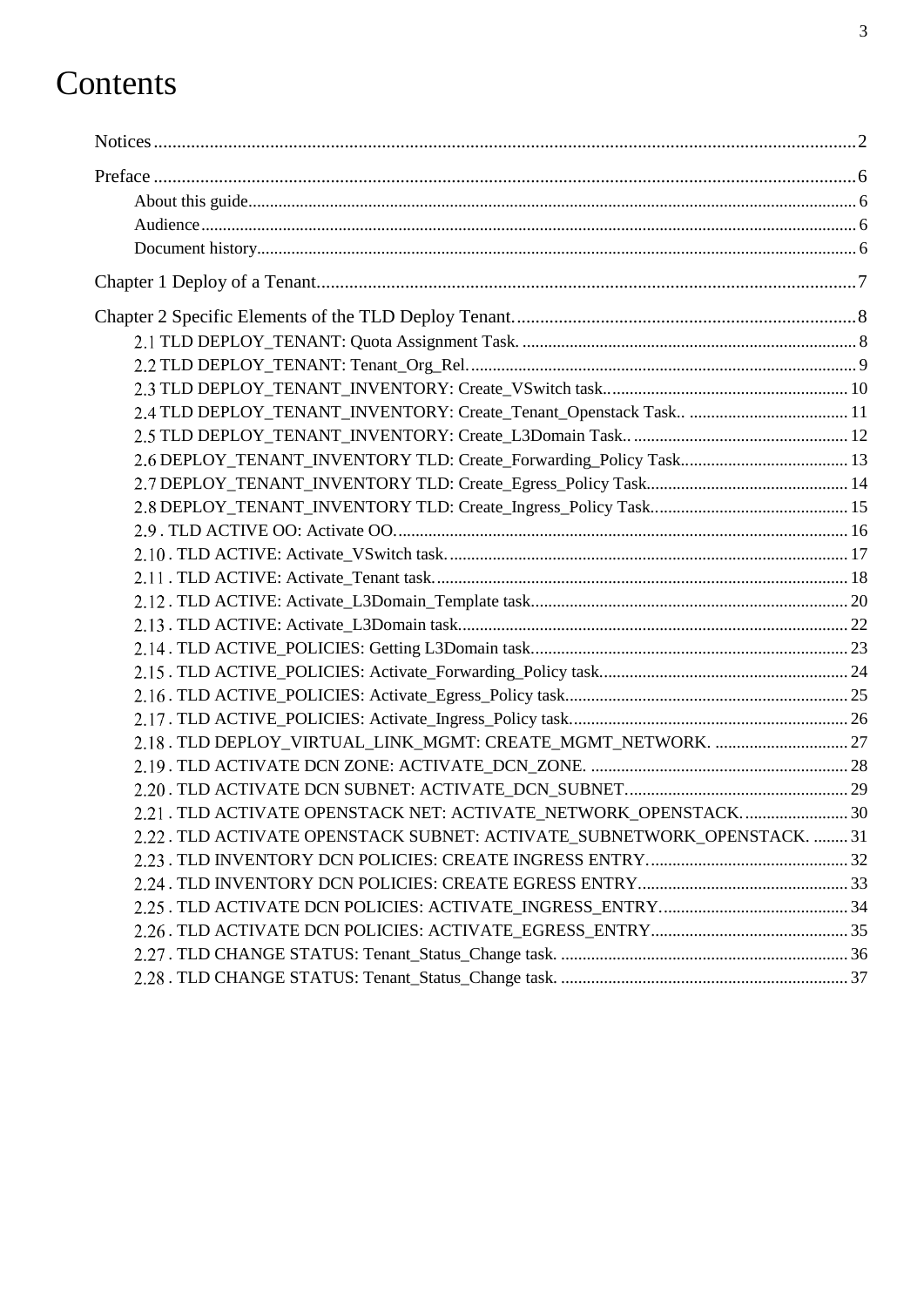# Contents

Notices ........................................................................ 2

Preface ........................................................................ 6

- About this guide ........................................................................ 6
- Audience ........................................................................ 6
- Document history ........................................................................ 6

Chapter 1 Deploy of a Tenant ........................................................................ 7

Chapter 2 Specific Elements of the TLD Deploy Tenant. ........................................................................ 8

- 2.1 TLD DEPLOY_TENANT: Quota Assignment Task. ........................................................................ 8
- 2.2 TLD DEPLOY_TENANT: Tenant_Org_Rel. ........................................................................ 9
- 2.3 TLD DEPLOY_TENANT_INVENTORY: Create_VSwitch task.. ........................................................................ 10
- 2.4 TLD DEPLOY_TENANT_INVENTORY: Create_Tenant_Openstack Task.. ........................................................................ 11
- 2.5 TLD DEPLOY_TENANT_INVENTORY: Create_L3Domain Task.. ........................................................................ 12
- 2.6 DEPLOY_TENANT_INVENTORY TLD: Create_Forwarding_Policy Task ........................................................................ 13
- 2.7 DEPLOY_TENANT_INVENTORY TLD: Create_Egress_Policy Task ........................................................................ 14
- 2.8 DEPLOY_TENANT_INVENTORY TLD: Create_Ingress_Policy Task ........................................................................ 15
- 2.9 . TLD ACTIVE OO: Activate OO. ........................................................................ 16
- 2.10 . TLD ACTIVE: Activate_VSwitch task. ........................................................................ 17
- 2.11 . TLD ACTIVE: Activate_Tenant task. ........................................................................ 18
- 2.12 . TLD ACTIVE: Activate_L3Domain_Template task ........................................................................ 20
- 2.13 . TLD ACTIVE: Activate_L3Domain task ........................................................................ 22
- 2.14 . TLD ACTIVE_POLICIES: Getting L3Domain task ........................................................................ 23
- 2.15 . TLD ACTIVE_POLICIES: Activate_Forwarding_Policy task ........................................................................ 24
- 2.16 . TLD ACTIVE_POLICIES: Activate_Egress_Policy task ........................................................................ 25
- 2.17 . TLD ACTIVE_POLICIES: Activate_Ingress_Policy task ........................................................................ 26
- 2.18 . TLD DEPLOY_VIRTUAL_LINK_MGMT: CREATE_MGMT_NETWORK. ........................................................................ 27
- 2.19 . TLD ACTIVATE DCN ZONE: ACTIVATE_DCN_ZONE. ........................................................................ 28
- 2.20 . TLD ACTIVATE DCN SUBNET: ACTIVATE_DCN_SUBNET. ........................................................................ 29
- 2.21 . TLD ACTIVATE OPENSTACK NET: ACTIVATE_NETWORK_OPENSTACK. ........................................................................ 30
- 2.22 . TLD ACTIVATE OPENSTACK SUBNET: ACTIVATE_SUBNETWORK_OPENSTACK. ........................................................................ 31
- 2.23 . TLD INVENTORY DCN POLICIES: CREATE INGRESS ENTRY. ........................................................................ 32
- 2.24 . TLD INVENTORY DCN POLICIES: CREATE EGRESS ENTRY ........................................................................ 33
- 2.25 . TLD ACTIVATE DCN POLICIES: ACTIVATE_INGRESS_ENTRY. ........................................................................ 34
- 2.26 . TLD ACTIVATE DCN POLICIES: ACTIVATE_EGRESS_ENTRY ........................................................................ 35
- 2.27 . TLD CHANGE STATUS: Tenant_Status_Change task. ........................................................................ 36
- 2.28 . TLD CHANGE STATUS: Tenant_Status_Change task. ........................................................................ 37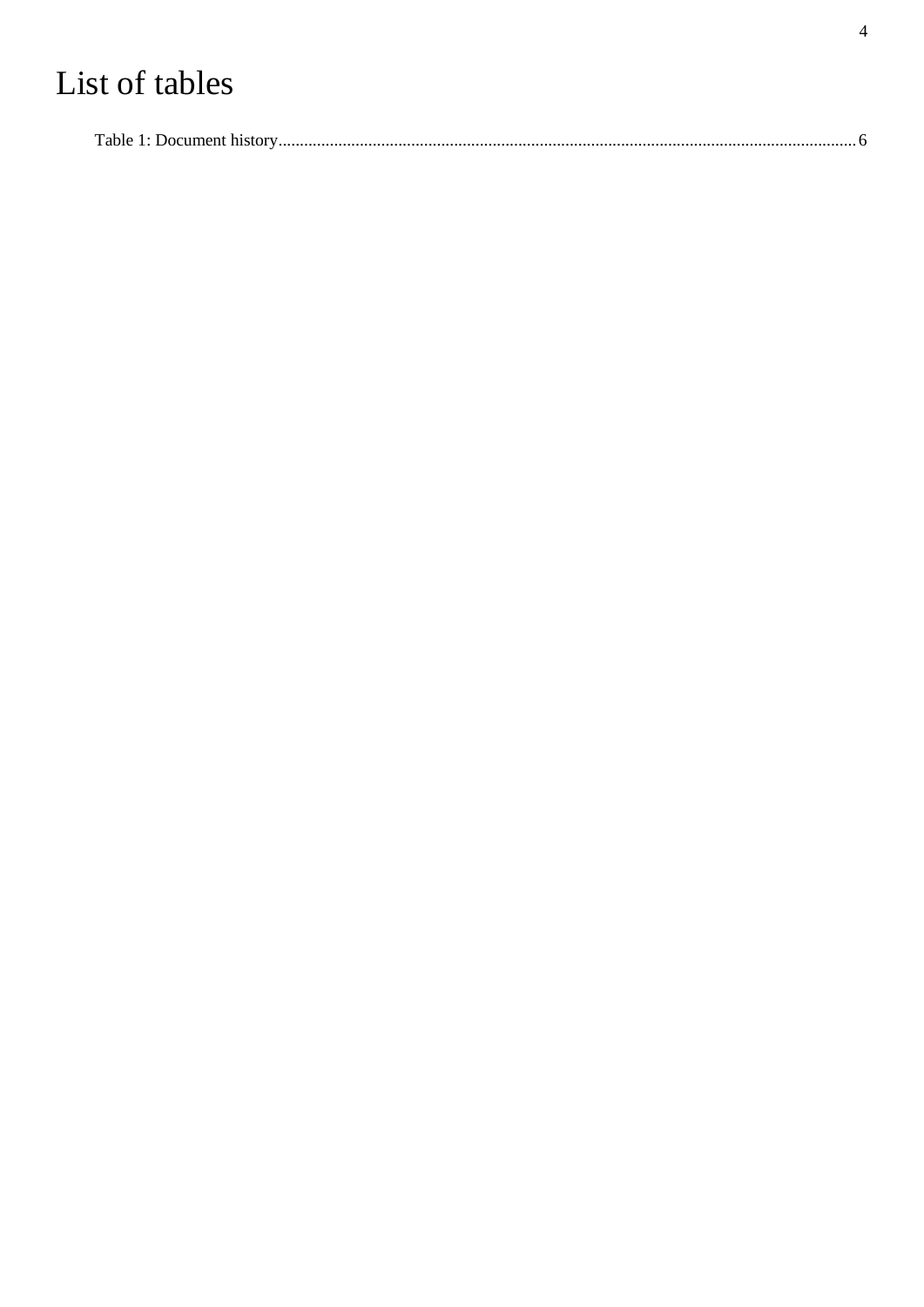# List of tables

Table 1: Document history........................................................................................................................................6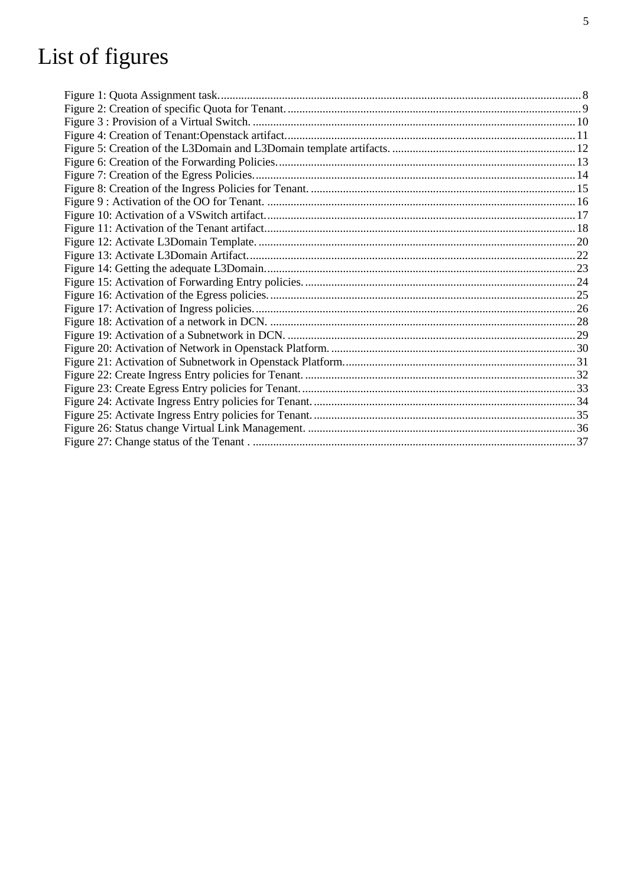# List of figures

Figure 1: Quota Assignment task. ..... 8
Figure 2: Creation of specific Quota for Tenant. ..... 9
Figure 3 : Provision of a Virtual Switch. ..... 10
Figure 4: Creation of Tenant:Openstack artifact. ..... 11
Figure 5: Creation of the L3Domain and L3Domain template artifacts. ..... 12
Figure 6: Creation of the Forwarding Policies. ..... 13
Figure 7: Creation of the Egress Policies. ..... 14
Figure 8: Creation of the Ingress Policies for Tenant. ..... 15
Figure 9 : Activation of the OO for Tenant. ..... 16
Figure 10: Activation of a VSwitch artifact. ..... 17
Figure 11: Activation of the Tenant artifact. ..... 18
Figure 12: Activate L3Domain Template. ..... 20
Figure 13: Activate L3Domain Artifact. ..... 22
Figure 14: Getting the adequate L3Domain. ..... 23
Figure 15: Activation of Forwarding Entry policies. ..... 24
Figure 16: Activation of the Egress policies. ..... 25
Figure 17: Activation of Ingress policies. ..... 26
Figure 18: Activation of a network in DCN. ..... 28
Figure 19: Activation of a Subnetwork in DCN. ..... 29
Figure 20: Activation of Network in Openstack Platform. ..... 30
Figure 21: Activation of Subnetwork in Openstack Platform. ..... 31
Figure 22: Create Ingress Entry policies for Tenant. ..... 32
Figure 23: Create Egress Entry policies for Tenant. ..... 33
Figure 24: Activate Ingress Entry policies for Tenant. ..... 34
Figure 25: Activate Ingress Entry policies for Tenant. ..... 35
Figure 26: Status change Virtual Link Management. ..... 36
Figure 27: Change status of the Tenant . ..... 37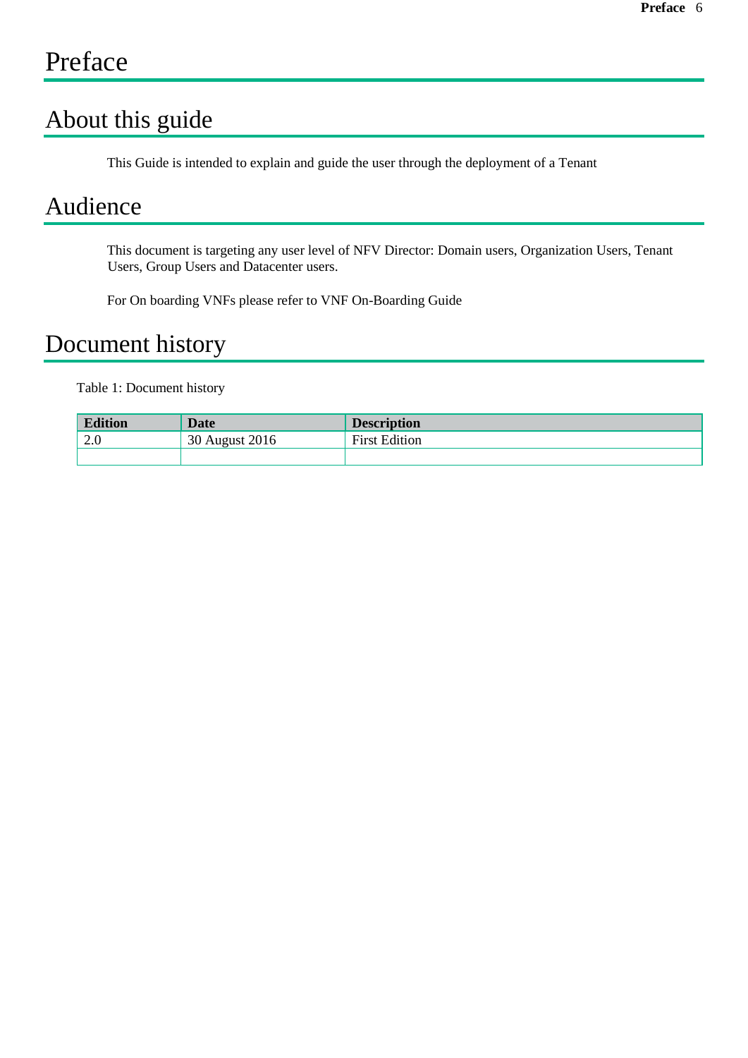# Preface

## About this guide

This Guide is intended to explain and guide the user through the deployment of a Tenant

## Audience

This document is targeting any user level of NFV Director: Domain users, Organization Users, Tenant Users, Group Users and Datacenter users.

For On boarding VNFs please refer to VNF On-Boarding Guide

## Document history

Table 1: Document history

| Edition | Date | Description |
|---|---|---|
| 2.0 | 30 August 2016 | First Edition |
| | | |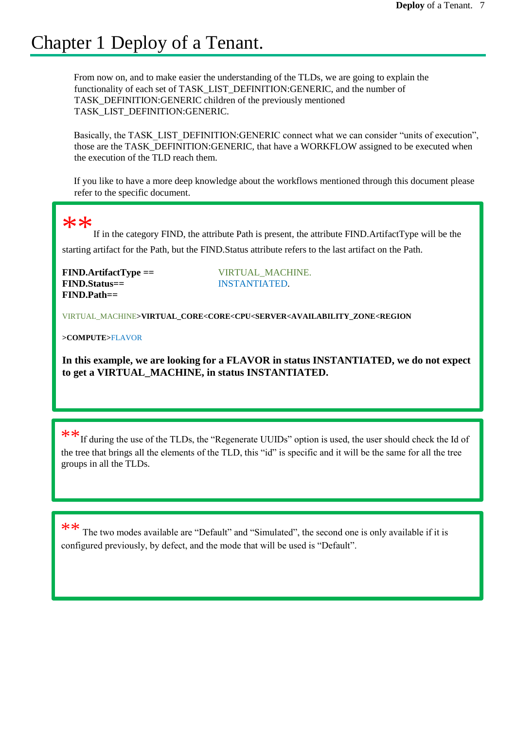# Chapter 1 Deploy of a Tenant.

From now on, and to make easier the understanding of the TLDs, we are going to explain the functionality of each set of TASK_LIST_DEFINITION:GENERIC, and the number of TASK_DEFINITION:GENERIC children of the previously mentioned TASK_LIST_DEFINITION:GENERIC.

Basically, the TASK_LIST_DEFINITION:GENERIC connect what we can consider "units of execution", those are the TASK_DEFINITION:GENERIC, that have a WORKFLOW assigned to be executed when the execution of the TLD reach them.

If you like to have a more deep knowledge about the workflows mentioned through this document please refer to the specific document.

** If in the category FIND, the attribute Path is present, the attribute FIND.ArtifactType will be the starting artifact for the Path, but the FIND.Status attribute refers to the last artifact on the Path.

**FIND.ArtifactType ==** VIRTUAL_MACHINE.
**FIND.Status==** INSTANTIATED.
**FIND.Path==**

VIRTUAL_MACHINE>**VIRTUAL_CORE<CORE<CPU<SERVER<AVAILABILITY_ZONE<REGION**

**>COMPUTE>**FLAVOR

**In this example, we are looking for a FLAVOR in status INSTANTIATED, we do not expect to get a VIRTUAL_MACHINE, in status INSTANTIATED.**

** If during the use of the TLDs, the "Regenerate UUIDs" option is used, the user should check the Id of the tree that brings all the elements of the TLD, this "id" is specific and it will be the same for all the tree groups in all the TLDs.

** The two modes available are "Default" and "Simulated", the second one is only available if it is configured previously, by defect, and the mode that will be used is "Default".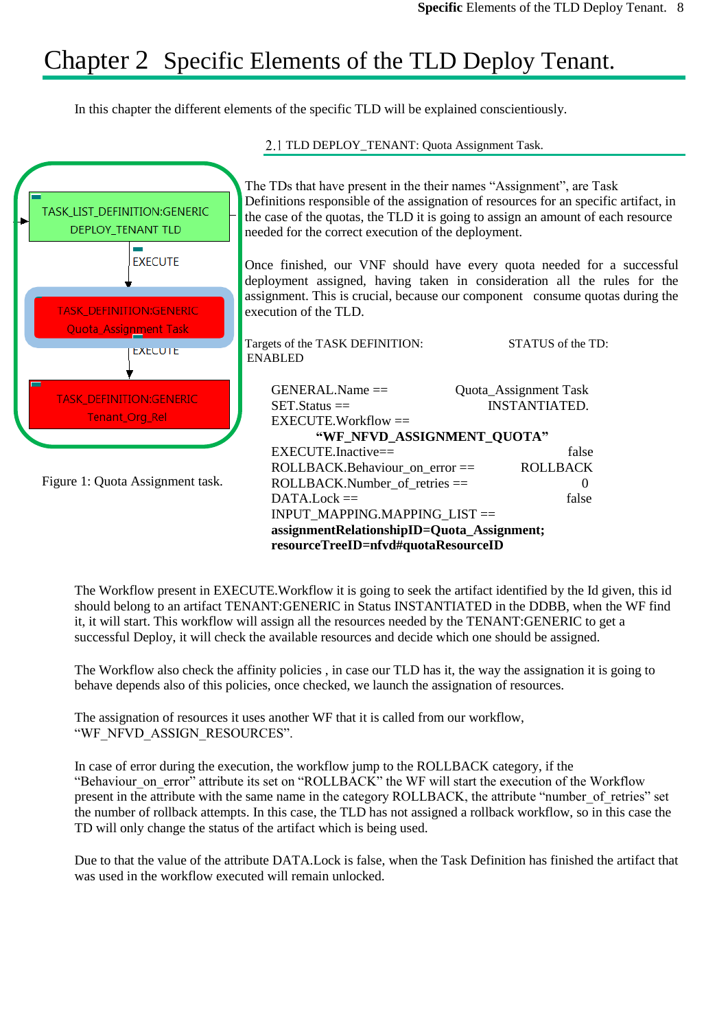# Chapter 2 Specific Elements of the TLD Deploy Tenant.

In this chapter the different elements of the specific TLD will be explained conscientiously.

## 2.1 TLD DEPLOY_TENANT: Quota Assignment Task.

TASK_LIST_DEFINITION:GENERIC DEPLOY_TENANT TLD

EXECUTE

TASK_DEFINITION:GENERIC Quota_Assignment Task

EXECUTE

TASK_DEFINITION:GENERIC Tenant_Org_Rel

Figure 1: Quota Assignment task.

The TDs that have present in the their names "Assignment", are Task Definitions responsible of the assignation of resources for an specific artifact, in the case of the quotas, the TLD it is going to assign an amount of each resource needed for the correct execution of the deployment.

Once finished, our VNF should have every quota needed for a successful deployment assigned, having taken in consideration all the rules for the assignation. This is crucial, because our component consume quotas during the execution of the TLD.

Targets of the TASK DEFINITION: STATUS of the TD: ENABLED

GENERAL.Name == Quota_Assignment Task
SET.Status == INSTANTIATED.
EXECUTE.Workflow ==
**"WF_NFVD_ASSIGNMENT_QUOTA"**
EXECUTE.Inactive== false
ROLLBACK.Behaviour_on_error == ROLLBACK
ROLLBACK.Number_of_retries == 0
DATA.Lock == false
INPUT_MAPPING.MAPPING_LIST ==
**assignmentRelationshipID=Quota_Assignment; resourceTreeID=nfvd#quotaResourceID**

The Workflow present in EXECUTE.Workflow it is going to seek the artifact identified by the Id given, this id should belong to an artifact TENANT:GENERIC in Status INSTANTIATED in the DDBB, when the WF find it, it will start. This workflow will assign all the resources needed by the TENANT:GENERIC to get a successful Deploy, it will check the available resources and decide which one should be assigned.

The Workflow also check the affinity policies , in case our TLD has it, the way the assignation it is going to behave depends also of this policies, once checked, we launch the assignation of resources.

The assignation of resources it uses another WF that it is called from our workflow, "WF_NFVD_ASSIGN_RESOURCES".

In case of error during the execution, the workflow jump to the ROLLBACK category, if the "Behaviour_on_error" attribute its set on "ROLLBACK" the WF will start the execution of the Workflow present in the attribute with the same name in the category ROLLBACK, the attribute "number_of_retries" set the number of rollback attempts. In this case, the TLD has not assigned a rollback workflow, so in this case the TD will only change the status of the artifact which is being used.

Due to that the value of the attribute DATA.Lock is false, when the Task Definition has finished the artifact that was used in the workflow executed will remain unlocked.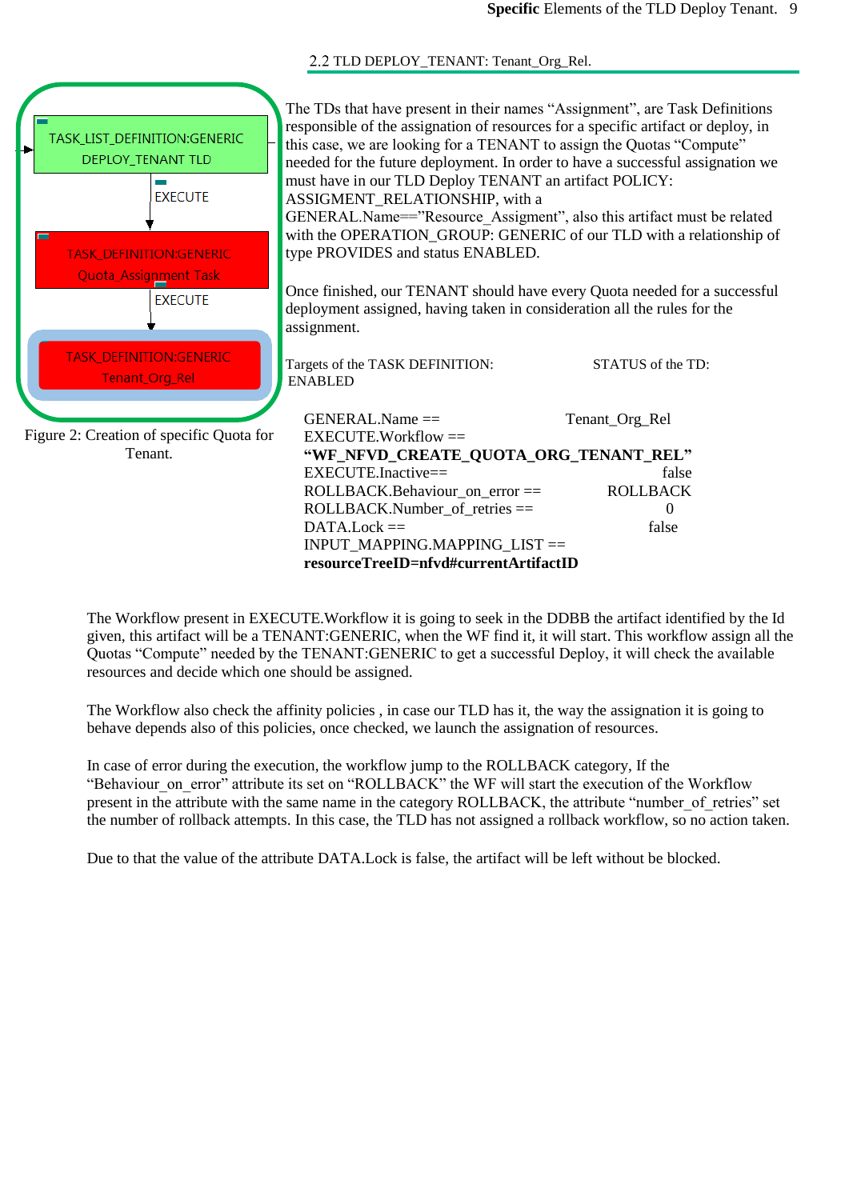## 2.2 TLD DEPLOY_TENANT: Tenant_Org_Rel.

TASK_LIST_DEFINITION:GENERIC
DEPLOY_TENANT TLD

EXECUTE

TASK_DEFINITION:GENERIC
Quota Assignment Task

EXECUTE

TASK_DEFINITION:GENERIC
Tenant_Org_Rel

Figure 2: Creation of specific Quota for Tenant.

The TDs that have present in their names "Assignment", are Task Definitions responsible of the assignation of resources for a specific artifact or deploy, in this case, we are looking for a TENANT to assign the Quotas "Compute" needed for the future deployment. In order to have a successful assignation we must have in our TLD Deploy TENANT an artifact POLICY: ASSIGMENT_RELATIONSHIP, with a GENERAL.Name=="Resource_Assigment", also this artifact must be related with the OPERATION_GROUP: GENERIC of our TLD with a relationship of type PROVIDES and status ENABLED.

Once finished, our TENANT should have every Quota needed for a successful deployment assigned, having taken in consideration all the rules for the assignment.

Targets of the TASK DEFINITION: STATUS of the TD: ENABLED

GENERAL.Name == Tenant_Org_Rel
EXECUTE.Workflow ==
**"WF_NFVD_CREATE_QUOTA_ORG_TENANT_REL"**
EXECUTE.Inactive== false
ROLLBACK.Behaviour_on_error == ROLLBACK
ROLLBACK.Number_of_retries == 0
DATA.Lock == false
INPUT_MAPPING.MAPPING_LIST ==
**resourceTreeID=nfvd#currentArtifactID**

The Workflow present in EXECUTE.Workflow it is going to seek in the DDBB the artifact identified by the Id given, this artifact will be a TENANT:GENERIC, when the WF find it, it will start. This workflow assign all the Quotas "Compute" needed by the TENANT:GENERIC to get a successful Deploy, it will check the available resources and decide which one should be assigned.

The Workflow also check the affinity policies , in case our TLD has it, the way the assignation it is going to behave depends also of this policies, once checked, we launch the assignation of resources.

In case of error during the execution, the workflow jump to the ROLLBACK category, If the "Behaviour_on_error" attribute its set on "ROLLBACK" the WF will start the execution of the Workflow present in the attribute with the same name in the category ROLLBACK, the attribute "number_of_retries" set the number of rollback attempts. In this case, the TLD has not assigned a rollback workflow, so no action taken.

Due to that the value of the attribute DATA.Lock is false, the artifact will be left without be blocked.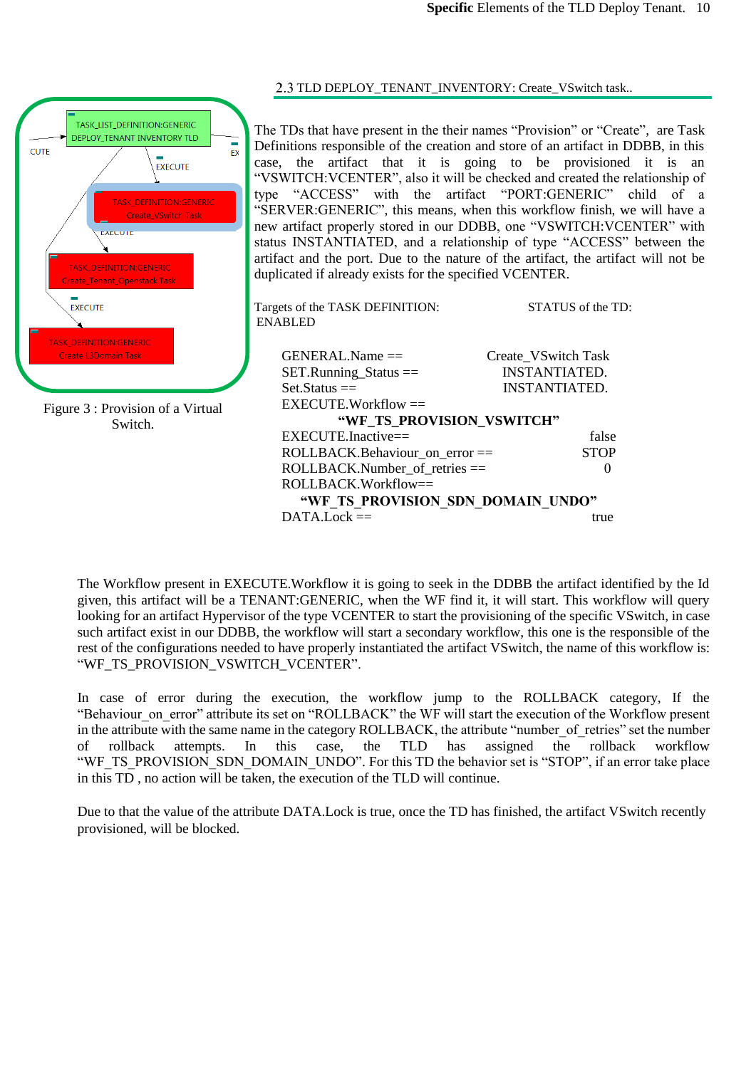## 2.3 TLD DEPLOY_TENANT_INVENTORY: Create_VSwitch task..

The TDs that have present in the their names "Provision" or "Create", are Task Definitions responsible of the creation and store of an artifact in DDBB, in this case, the artifact that it is going to be provisioned it is an "VSWITCH:VCENTER", also it will be checked and created the relationship of type "ACCESS" with the artifact "PORT:GENERIC" child of a "SERVER:GENERIC", this means, when this workflow finish, we will have a new artifact properly stored in our DDBB, one "VSWITCH:VCENTER" with status INSTANTIATED, and a relationship of type "ACCESS" between the artifact and the port. Due to the nature of the artifact, the artifact will not be duplicated if already exists for the specified VCENTER.

Figure 3 : Provision of a Virtual Switch.

Targets of the TASK DEFINITION: STATUS of the TD: ENABLED

GENERAL.Name == Create_VSwitch Task
SET.Running_Status == INSTANTIATED.
Set.Status == INSTANTIATED.
EXECUTE.Workflow ==
**"WF_TS_PROVISION_VSWITCH"**
EXECUTE.Inactive== false
ROLLBACK.Behaviour_on_error == STOP
ROLLBACK.Number_of_retries == 0
ROLLBACK.Workflow==
**"WF_TS_PROVISION_SDN_DOMAIN_UNDO"**
DATA.Lock == true

The Workflow present in EXECUTE.Workflow it is going to seek in the DDBB the artifact identified by the Id given, this artifact will be a TENANT:GENERIC, when the WF find it, it will start. This workflow will query looking for an artifact Hypervisor of the type VCENTER to start the provisioning of the specific VSwitch, in case such artifact exist in our DDBB, the workflow will start a secondary workflow, this one is the responsible of the rest of the configurations needed to have properly instantiated the artifact VSwitch, the name of this workflow is: "WF_TS_PROVISION_VSWITCH_VCENTER".

In case of error during the execution, the workflow jump to the ROLLBACK category, If the "Behaviour_on_error" attribute its set on "ROLLBACK" the WF will start the execution of the Workflow present in the attribute with the same name in the category ROLLBACK, the attribute "number_of_retries" set the number of rollback attempts. In this case, the TLD has assigned the rollback workflow "WF_TS_PROVISION_SDN_DOMAIN_UNDO". For this TD the behavior set is "STOP", if an error take place in this TD , no action will be taken, the execution of the TLD will continue.

Due to that the value of the attribute DATA.Lock is true, once the TD has finished, the artifact VSwitch recently provisioned, will be blocked.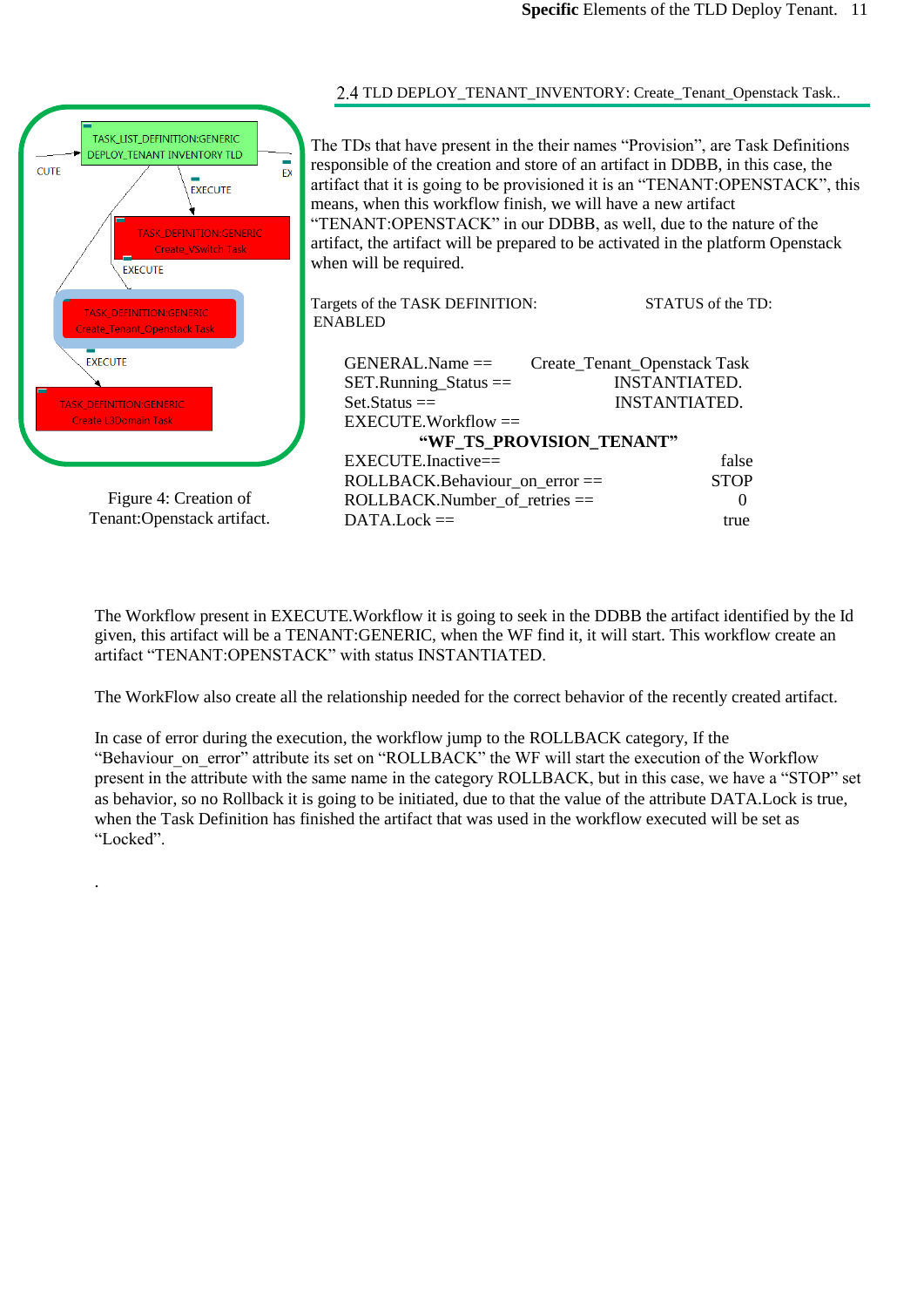## 2.4 TLD DEPLOY_TENANT_INVENTORY: Create_Tenant_Openstack Task..

The TDs that have present in the their names “Provision”, are Task Definitions responsible of the creation and store of an artifact in DDBB, in this case, the artifact that it is going to be provisioned it is an “TENANT:OPENSTACK”, this means, when this workflow finish, we will have a new artifact “TENANT:OPENSTACK” in our DDBB, as well, due to the nature of the artifact, the artifact will be prepared to be activated in the platform Openstack when will be required.

Figure 4: Creation of Tenant:Openstack artifact.

Targets of the TASK DEFINITION: STATUS of the TD: ENABLED

| | |
|---|---|
| GENERAL.Name == | Create_Tenant_Openstack Task |
| SET.Running_Status == | INSTANTIATED. |
| Set.Status == | INSTANTIATED. |
| EXECUTE.Workflow == | **“WF_TS_PROVISION_TENANT”** |
| EXECUTE.Inactive== | false |
| ROLLBACK.Behaviour_on_error == | STOP |
| ROLLBACK.Number_of_retries == | 0 |
| DATA.Lock == | true |

The Workflow present in EXECUTE.Workflow it is going to seek in the DDBB the artifact identified by the Id given, this artifact will be a TENANT:GENERIC, when the WF find it, it will start. This workflow create an artifact “TENANT:OPENSTACK” with status INSTANTIATED.

The WorkFlow also create all the relationship needed for the correct behavior of the recently created artifact.

In case of error during the execution, the workflow jump to the ROLLBACK category, If the “Behaviour_on_error” attribute its set on “ROLLBACK” the WF will start the execution of the Workflow present in the attribute with the same name in the category ROLLBACK, but in this case, we have a “STOP” set as behavior, so no Rollback it is going to be initiated, due to that the value of the attribute DATA.Lock is true, when the Task Definition has finished the artifact that was used in the workflow executed will be set as “Locked”.

.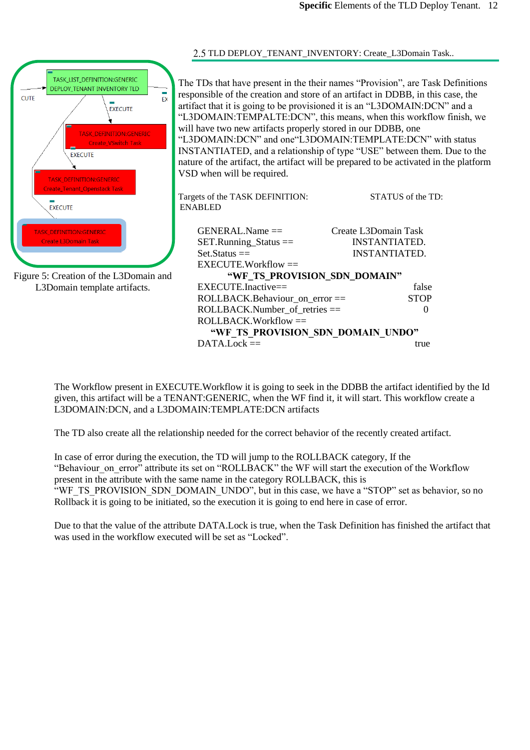## 2.5 TLD DEPLOY_TENANT_INVENTORY: Create_L3Domain Task..

Figure 5: Creation of the L3Domain and L3Domain template artifacts.

The TDs that have present in the their names "Provision", are Task Definitions responsible of the creation and store of an artifact in DDBB, in this case, the artifact that it is going to be provisioned it is an "L3DOMAIN:DCN" and a "L3DOMAIN:TEMPALTE:DCN", this means, when this workflow finish, we will have two new artifacts properly stored in our DDBB, one "L3DOMAIN:DCN" and one"L3DOMAIN:TEMPLATE:DCN" with status INSTANTIATED, and a relationship of type "USE" between them. Due to the nature of the artifact, the artifact will be prepared to be activated in the platform VSD when will be required.

Targets of the TASK DEFINITION: STATUS of the TD: ENABLED

GENERAL.Name == Create L3Domain Task
SET.Running_Status == INSTANTIATED.
Set.Status == INSTANTIATED.
EXECUTE.Workflow ==
**"WF_TS_PROVISION_SDN_DOMAIN"**
EXECUTE.Inactive== false
ROLLBACK.Behaviour_on_error == STOP
ROLLBACK.Number_of_retries == 0
ROLLBACK.Workflow ==
**"WF_TS_PROVISION_SDN_DOMAIN_UNDO"**
DATA.Lock == true

The Workflow present in EXECUTE.Workflow it is going to seek in the DDBB the artifact identified by the Id given, this artifact will be a TENANT:GENERIC, when the WF find it, it will start. This workflow create a L3DOMAIN:DCN, and a L3DOMAIN:TEMPLATE:DCN artifacts

The TD also create all the relationship needed for the correct behavior of the recently created artifact.

In case of error during the execution, the TD will jump to the ROLLBACK category, If the "Behaviour_on_error" attribute its set on "ROLLBACK" the WF will start the execution of the Workflow present in the attribute with the same name in the category ROLLBACK, this is "WF_TS_PROVISION_SDN_DOMAIN_UNDO", but in this case, we have a "STOP" set as behavior, so no Rollback it is going to be initiated, so the execution it is going to end here in case of error.

Due to that the value of the attribute DATA.Lock is true, when the Task Definition has finished the artifact that was used in the workflow executed will be set as "Locked".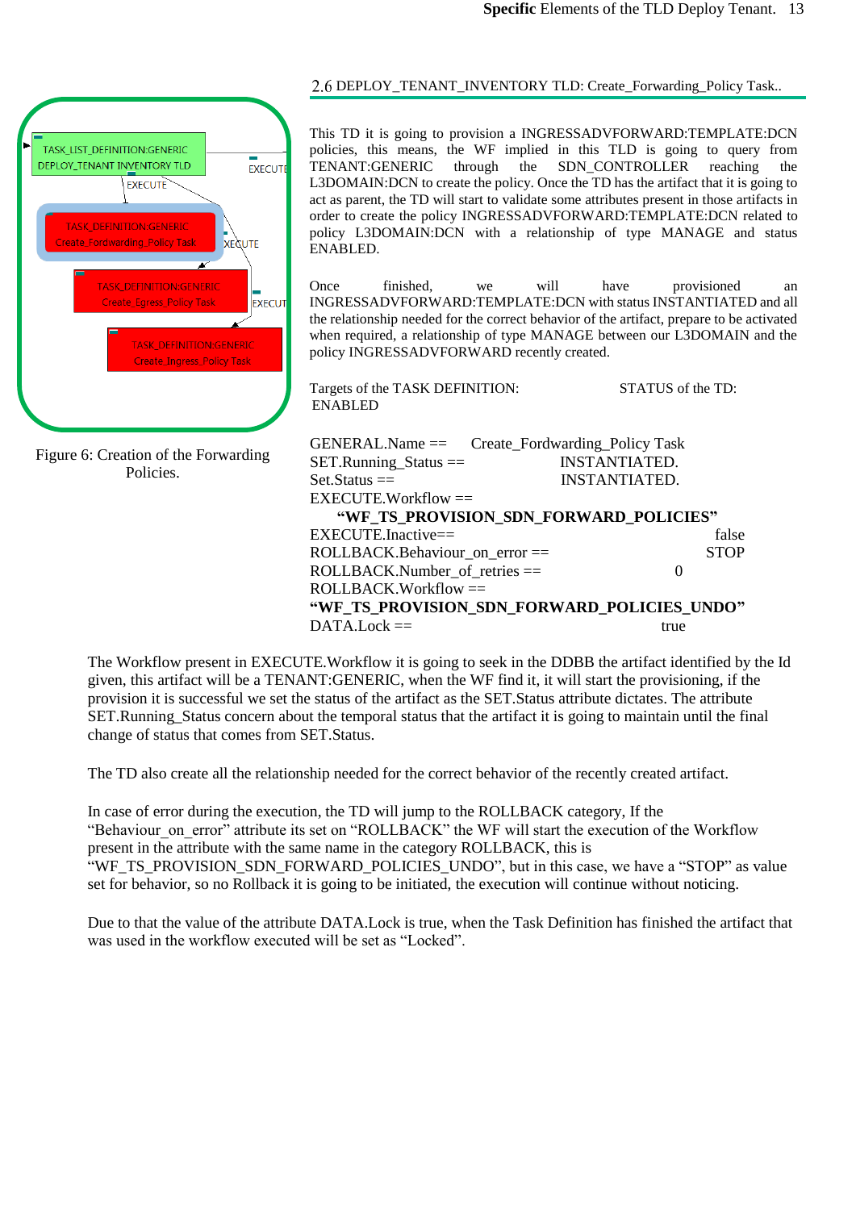## 2.6 DEPLOY_TENANT_INVENTORY TLD: Create_Forwarding_Policy Task..

This TD it is going to provision a INGRESSADVFORWARD:TEMPLATE:DCN policies, this means, the WF implied in this TLD is going to query from TENANT:GENERIC through the SDN_CONTROLLER reaching the L3DOMAIN:DCN to create the policy. Once the TD has the artifact that it is going to act as parent, the TD will start to validate some attributes present in those artifacts in order to create the policy INGRESSADVFORWARD:TEMPLATE:DCN related to policy L3DOMAIN:DCN with a relationship of type MANAGE and status ENABLED.

Once finished, we will have provisioned an INGRESSADVFORWARD:TEMPLATE:DCN with status INSTANTIATED and all the relationship needed for the correct behavior of the artifact, prepare to be activated when required, a relationship of type MANAGE between our L3DOMAIN and the policy INGRESSADVFORWARD recently created.

Targets of the TASK DEFINITION: STATUS of the TD: ENABLED

GENERAL.Name == Create_Fordwarding_Policy Task
SET.Running_Status == INSTANTIATED.
Set.Status == INSTANTIATED.
EXECUTE.Workflow ==
**"WF_TS_PROVISION_SDN_FORWARD_POLICIES"**
EXECUTE.Inactive== false
ROLLBACK.Behaviour_on_error == STOP
ROLLBACK.Number_of_retries == 0
ROLLBACK.Workflow ==
**"WF_TS_PROVISION_SDN_FORWARD_POLICIES_UNDO"**
DATA.Lock == true

Figure 6: Creation of the Forwarding Policies.

The Workflow present in EXECUTE.Workflow it is going to seek in the DDBB the artifact identified by the Id given, this artifact will be a TENANT:GENERIC, when the WF find it, it will start the provisioning, if the provision it is successful we set the status of the artifact as the SET.Status attribute dictates. The attribute SET.Running_Status concern about the temporal status that the artifact it is going to maintain until the final change of status that comes from SET.Status.

The TD also create all the relationship needed for the correct behavior of the recently created artifact.

In case of error during the execution, the TD will jump to the ROLLBACK category, If the "Behaviour_on_error" attribute its set on "ROLLBACK" the WF will start the execution of the Workflow present in the attribute with the same name in the category ROLLBACK, this is "WF_TS_PROVISION_SDN_FORWARD_POLICIES_UNDO", but in this case, we have a "STOP" as value set for behavior, so no Rollback it is going to be initiated, the execution will continue without noticing.

Due to that the value of the attribute DATA.Lock is true, when the Task Definition has finished the artifact that was used in the workflow executed will be set as "Locked".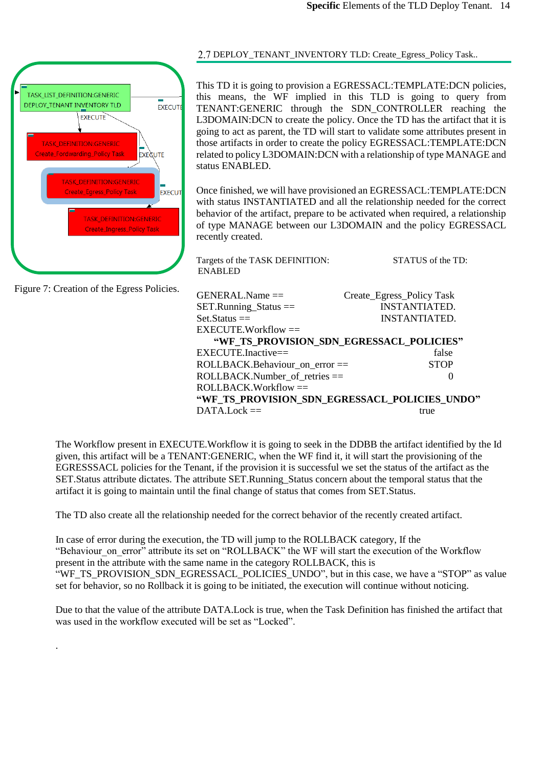## 2.7 DEPLOY_TENANT_INVENTORY TLD: Create_Egress_Policy Task..

This TD it is going to provision a EGRESSACL:TEMPLATE:DCN policies, this means, the WF implied in this TLD is going to query from TENANT:GENERIC through the SDN_CONTROLLER reaching the L3DOMAIN:DCN to create the policy. Once the TD has the artifact that it is going to act as parent, the TD will start to validate some attributes present in those artifacts in order to create the policy EGRESSACL:TEMPLATE:DCN related to policy L3DOMAIN:DCN with a relationship of type MANAGE and status ENABLED.

Once finished, we will have provisioned an EGRESSACL:TEMPLATE:DCN with status INSTANTIATED and all the relationship needed for the correct behavior of the artifact, prepare to be activated when required, a relationship of type MANAGE between our L3DOMAIN and the policy EGRESSACL recently created.

Figure 7: Creation of the Egress Policies.

Targets of the TASK DEFINITION: STATUS of the TD: ENABLED

GENERAL.Name == Create_Egress_Policy Task
SET.Running_Status == INSTANTIATED.
Set.Status == INSTANTIATED.
EXECUTE.Workflow ==
**"WF_TS_PROVISION_SDN_EGRESSACL_POLICIES"**
EXECUTE.Inactive== false
ROLLBACK.Behaviour_on_error == STOP
ROLLBACK.Number_of_retries == 0
ROLLBACK.Workflow ==
**"WF_TS_PROVISION_SDN_EGRESSACL_POLICIES_UNDO"**
DATA.Lock == true

The Workflow present in EXECUTE.Workflow it is going to seek in the DDBB the artifact identified by the Id given, this artifact will be a TENANT:GENERIC, when the WF find it, it will start the provisioning of the EGRESSSACL policies for the Tenant, if the provision it is successful we set the status of the artifact as the SET.Status attribute dictates. The attribute SET.Running_Status concern about the temporal status that the artifact it is going to maintain until the final change of status that comes from SET.Status.

The TD also create all the relationship needed for the correct behavior of the recently created artifact.

In case of error during the execution, the TD will jump to the ROLLBACK category, If the "Behaviour_on_error" attribute its set on "ROLLBACK" the WF will start the execution of the Workflow present in the attribute with the same name in the category ROLLBACK, this is "WF_TS_PROVISION_SDN_EGRESSACL_POLICIES_UNDO", but in this case, we have a "STOP" as value set for behavior, so no Rollback it is going to be initiated, the execution will continue without noticing.

Due to that the value of the attribute DATA.Lock is true, when the Task Definition has finished the artifact that was used in the workflow executed will be set as "Locked".

.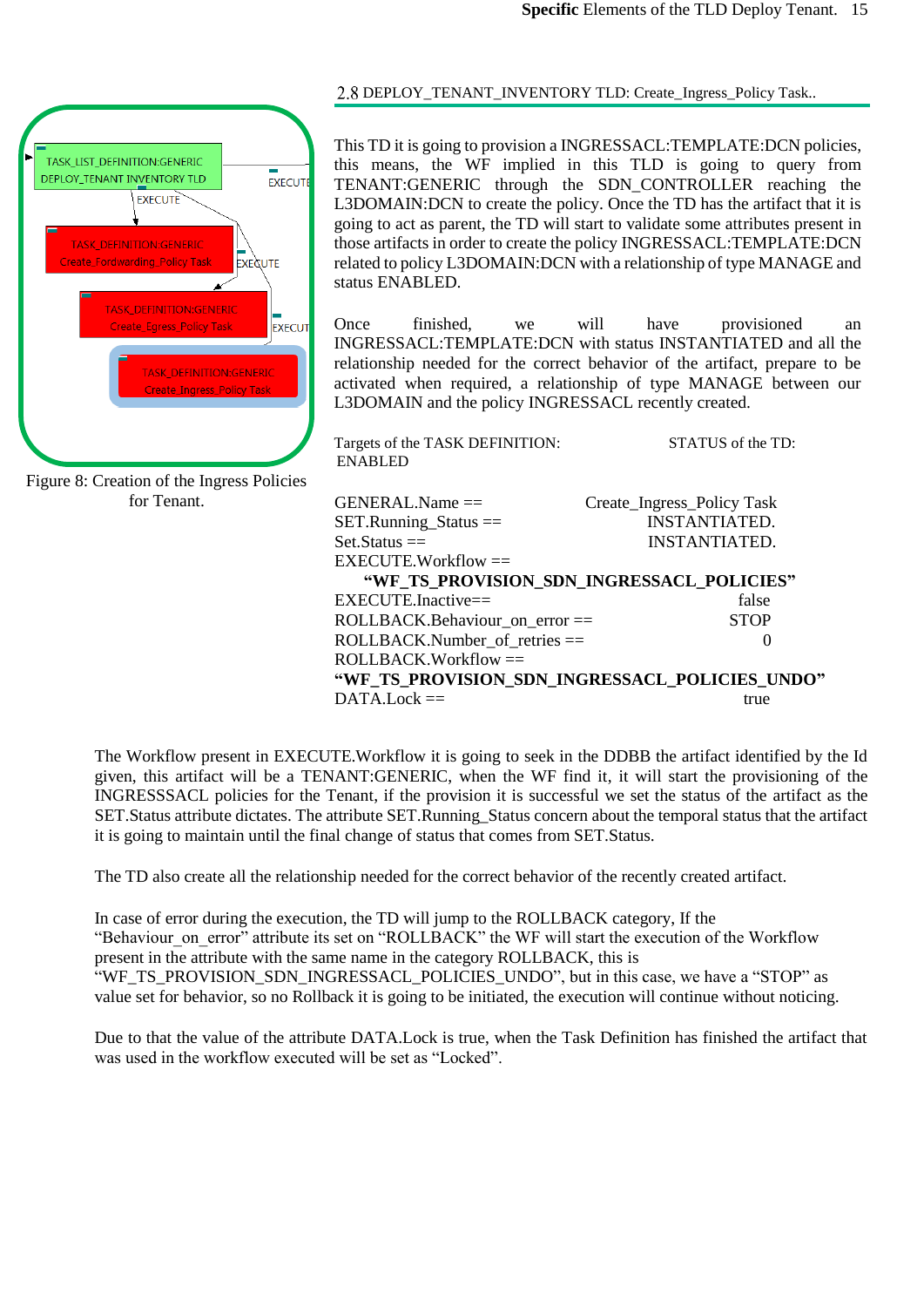## 2.8 DEPLOY_TENANT_INVENTORY TLD: Create_Ingress_Policy Task..

Figure 8: Creation of the Ingress Policies for Tenant.

This TD it is going to provision a INGRESSACL:TEMPLATE:DCN policies, this means, the WF implied in this TLD is going to query from TENANT:GENERIC through the SDN_CONTROLLER reaching the L3DOMAIN:DCN to create the policy. Once the TD has the artifact that it is going to act as parent, the TD will start to validate some attributes present in those artifacts in order to create the policy INGRESSACL:TEMPLATE:DCN related to policy L3DOMAIN:DCN with a relationship of type MANAGE and status ENABLED.

Once finished, we will have provisioned an INGRESSACL:TEMPLATE:DCN with status INSTANTIATED and all the relationship needed for the correct behavior of the artifact, prepare to be activated when required, a relationship of type MANAGE between our L3DOMAIN and the policy INGRESSACL recently created.

Targets of the TASK DEFINITION: STATUS of the TD: ENABLED

GENERAL.Name == Create_Ingress_Policy Task
SET.Running_Status == INSTANTIATED.
Set.Status == INSTANTIATED.
EXECUTE.Workflow ==
**"WF_TS_PROVISION_SDN_INGRESSACL_POLICIES"**
EXECUTE.Inactive== false
ROLLBACK.Behaviour_on_error == STOP
ROLLBACK.Number_of_retries == 0
ROLLBACK.Workflow ==
**"WF_TS_PROVISION_SDN_INGRESSACL_POLICIES_UNDO"**
DATA.Lock == true

The Workflow present in EXECUTE.Workflow it is going to seek in the DDBB the artifact identified by the Id given, this artifact will be a TENANT:GENERIC, when the WF find it, it will start the provisioning of the INGRESSSACL policies for the Tenant, if the provision it is successful we set the status of the artifact as the SET.Status attribute dictates. The attribute SET.Running_Status concern about the temporal status that the artifact it is going to maintain until the final change of status that comes from SET.Status.

The TD also create all the relationship needed for the correct behavior of the recently created artifact.

In case of error during the execution, the TD will jump to the ROLLBACK category, If the "Behaviour_on_error" attribute its set on "ROLLBACK" the WF will start the execution of the Workflow present in the attribute with the same name in the category ROLLBACK, this is "WF_TS_PROVISION_SDN_INGRESSACL_POLICIES_UNDO", but in this case, we have a "STOP" as value set for behavior, so no Rollback it is going to be initiated, the execution will continue without noticing.

Due to that the value of the attribute DATA.Lock is true, when the Task Definition has finished the artifact that was used in the workflow executed will be set as "Locked".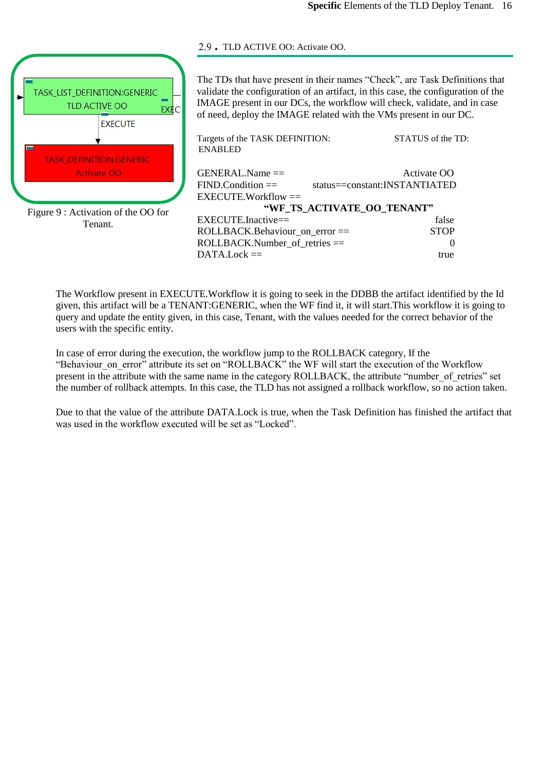## 2.9 . TLD ACTIVE OO: Activate OO.

TASK_LIST_DEFINITION:GENERIC
TLD ACTIVE OO

EXECUTE

TASK_DEFINITION:GENERIC
Activate OO

Figure 9 : Activation of the OO for Tenant.

The TDs that have present in their names “Check”, are Task Definitions that validate the configuration of an artifact, in this case, the configuration of the IMAGE present in our DCs, the workflow will check, validate, and in case of need, deploy the IMAGE related with the VMs present in our DC.

Targets of the TASK DEFINITION: STATUS of the TD: ENABLED

GENERAL.Name == Activate OO
FIND.Condition == status==constant:INSTANTIATED
EXECUTE.Workflow ==
**“WF_TS_ACTIVATE_OO_TENANT”**
EXECUTE.Inactive== false
ROLLBACK.Behaviour_on_error == STOP
ROLLBACK.Number_of_retries == 0
DATA.Lock == true

The Workflow present in EXECUTE.Workflow it is going to seek in the DDBB the artifact identified by the Id given, this artifact will be a TENANT:GENERIC, when the WF find it, it will start.This workflow it is going to query and update the entity given, in this case, Tenant, with the values needed for the correct behavior of the users with the specific entity.

In case of error during the execution, the workflow jump to the ROLLBACK category, If the “Behaviour_on_error” attribute its set on “ROLLBACK” the WF will start the execution of the Workflow present in the attribute with the same name in the category ROLLBACK, the attribute “number_of_retries” set the number of rollback attempts. In this case, the TLD has not assigned a rollback workflow, so no action taken.

Due to that the value of the attribute DATA.Lock is true, when the Task Definition has finished the artifact that was used in the workflow executed will be set as “Locked”.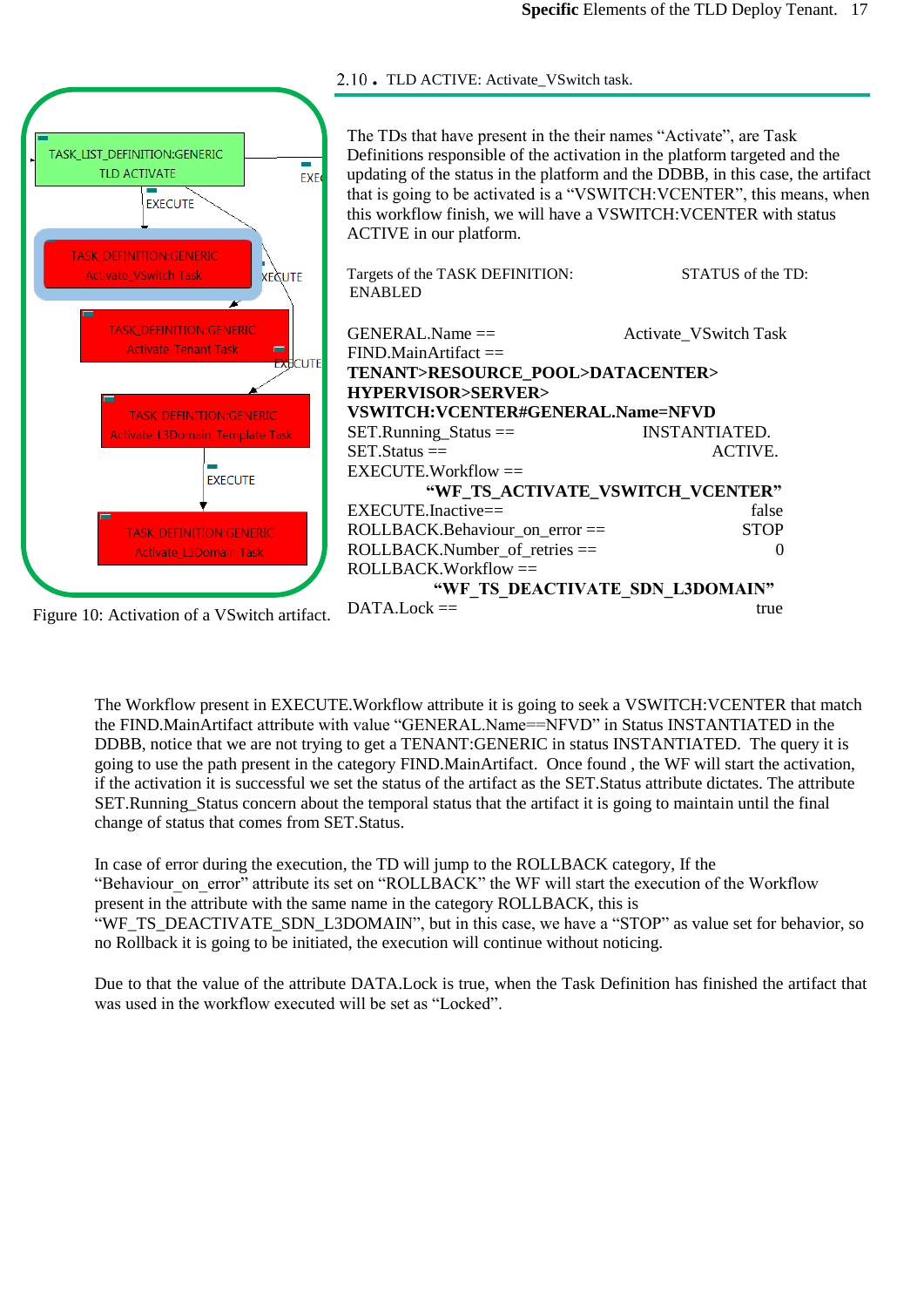## 2.10 . TLD ACTIVE: Activate_VSwitch task.

The TDs that have present in the their names "Activate", are Task Definitions responsible of the activation in the platform targeted and the updating of the status in the platform and the DDBB, in this case, the artifact that is going to be activated is a "VSWITCH:VCENTER", this means, when this workflow finish, we will have a VSWITCH:VCENTER with status ACTIVE in our platform.

Targets of the TASK DEFINITION: STATUS of the TD: ENABLED

GENERAL.Name == Activate_VSwitch Task
FIND.MainArtifact ==
**TENANT>RESOURCE_POOL>DATACENTER>HYPERVISOR>SERVER>VSWITCH:VCENTER#GENERAL.Name=NFVD**
SET.Running_Status == INSTANTIATED.
SET.Status == ACTIVE.
EXECUTE.Workflow ==
**"WF_TS_ACTIVATE_VSWITCH_VCENTER"**
EXECUTE.Inactive== false
ROLLBACK.Behaviour_on_error == STOP
ROLLBACK.Number_of_retries == 0
ROLLBACK.Workflow ==
**"WF_TS_DEACTIVATE_SDN_L3DOMAIN"**
DATA.Lock == true

Figure 10: Activation of a VSwitch artifact.

The Workflow present in EXECUTE.Workflow attribute it is going to seek a VSWITCH:VCENTER that match the FIND.MainArtifact attribute with value "GENERAL.Name==NFVD" in Status INSTANTIATED in the DDBB, notice that we are not trying to get a TENANT:GENERIC in status INSTANTIATED. The query it is going to use the path present in the category FIND.MainArtifact. Once found , the WF will start the activation, if the activation it is successful we set the status of the artifact as the SET.Status attribute dictates. The attribute SET.Running_Status concern about the temporal status that the artifact it is going to maintain until the final change of status that comes from SET.Status.

In case of error during the execution, the TD will jump to the ROLLBACK category, If the "Behaviour_on_error" attribute its set on "ROLLBACK" the WF will start the execution of the Workflow present in the attribute with the same name in the category ROLLBACK, this is "WF_TS_DEACTIVATE_SDN_L3DOMAIN", but in this case, we have a "STOP" as value set for behavior, so no Rollback it is going to be initiated, the execution will continue without noticing.

Due to that the value of the attribute DATA.Lock is true, when the Task Definition has finished the artifact that was used in the workflow executed will be set as "Locked".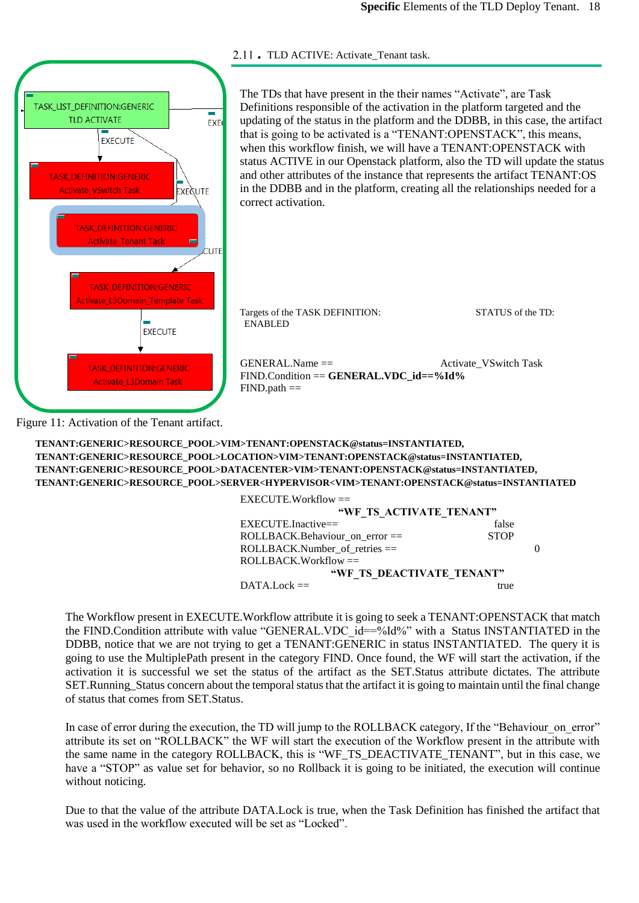## 2.11. TLD ACTIVE: Activate_Tenant task.

The TDs that have present in the their names “Activate”, are Task Definitions responsible of the activation in the platform targeted and the updating of the status in the platform and the DDBB, in this case, the artifact that is going to be activated is a “TENANT:OPENSTACK”, this means, when this workflow finish, we will have a TENANT:OPENSTACK with status ACTIVE in our Openstack platform, also the TD will update the status and other attributes of the instance that represents the artifact TENANT:OS in the DDBB and in the platform, creating all the relationships needed for a correct activation.

Figure 11: Activation of the Tenant artifact.

Targets of the TASK DEFINITION: STATUS of the TD: ENABLED

GENERAL.Name == Activate_VSwitch Task
FIND.Condition == **GENERAL.VDC_id==%Id%**
FIND.path ==

**TENANT:GENERIC>RESOURCE_POOL>VIM>TENANT:OPENSTACK@status=INSTANTIATED,**
**TENANT:GENERIC>RESOURCE_POOL>LOCATION>VIM>TENANT:OPENSTACK@status=INSTANTIATED,**
**TENANT:GENERIC>RESOURCE_POOL>DATACENTER>VIM>TENANT:OPENSTACK@status=INSTANTIATED,**
**TENANT:GENERIC>RESOURCE_POOL>SERVER<HYPERVISOR<VIM>TENANT:OPENSTACK@status=INSTANTIATED**

EXECUTE.Workflow == **“WF_TS_ACTIVATE_TENANT”**
EXECUTE.Inactive== false
ROLLBACK.Behaviour_on_error == STOP
ROLLBACK.Number_of_retries == 0
ROLLBACK.Workflow == **“WF_TS_DEACTIVATE_TENANT”**
DATA.Lock == true

The Workflow present in EXECUTE.Workflow attribute it is going to seek a TENANT:OPENSTACK that match the FIND.Condition attribute with value “GENERAL.VDC_id==%Id%” with a Status INSTANTIATED in the DDBB, notice that we are not trying to get a TENANT:GENERIC in status INSTANTIATED. The query it is going to use the MultiplePath present in the category FIND. Once found, the WF will start the activation, if the activation it is successful we set the status of the artifact as the SET.Status attribute dictates. The attribute SET.Running_Status concern about the temporal status that the artifact it is going to maintain until the final change of status that comes from SET.Status.

In case of error during the execution, the TD will jump to the ROLLBACK category, If the “Behaviour_on_error” attribute its set on “ROLLBACK” the WF will start the execution of the Workflow present in the attribute with the same name in the category ROLLBACK, this is “WF_TS_DEACTIVATE_TENANT”, but in this case, we have a “STOP” as value set for behavior, so no Rollback it is going to be initiated, the execution will continue without noticing.

Due to that the value of the attribute DATA.Lock is true, when the Task Definition has finished the artifact that was used in the workflow executed will be set as “Locked”.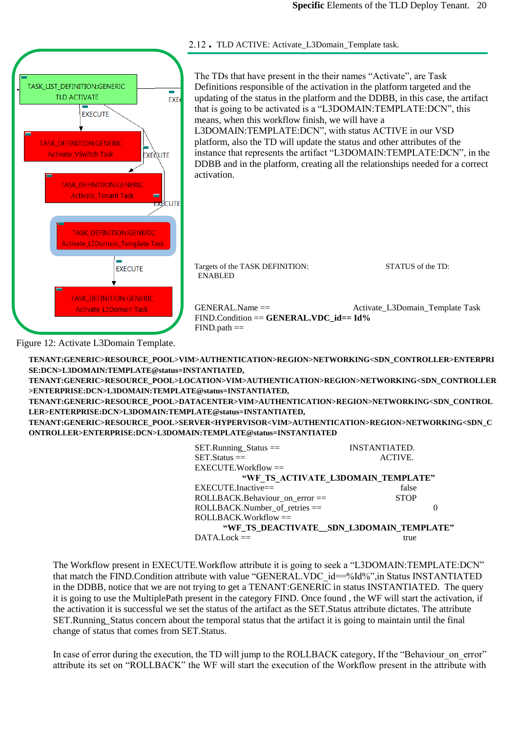## 2.12 . TLD ACTIVE: Activate_L3Domain_Template task.

The TDs that have present in the their names “Activate”, are Task Definitions responsible of the activation in the platform targeted and the updating of the status in the platform and the DDBB, in this case, the artifact that is going to be activated is a “L3DOMAIN:TEMPLATE:DCN”, this means, when this workflow finish, we will have a L3DOMAIN:TEMPLATE:DCN”, with status ACTIVE in our VSD platform, also the TD will update the status and other attributes of the instance that represents the artifact “L3DOMAIN:TEMPLATE:DCN”, in the DDBB and in the platform, creating all the relationships needed for a correct activation.

Figure 12: Activate L3Domain Template.

Targets of the TASK DEFINITION: STATUS of the TD: ENABLED

GENERAL.Name == Activate_L3Domain_Template Task
FIND.Condition == **GENERAL.VDC_id== Id%**
FIND.path ==

**TENANT:GENERIC>RESOURCE_POOL>VIM>AUTHENTICATION>REGION>NETWORKING<SDN_CONTROLLER>ENTERPRISE:DCN>L3DOMAIN:TEMPLATE@status=INSTANTIATED, TENANT:GENERIC>RESOURCE_POOL>LOCATION>VIM>AUTHENTICATION>REGION>NETWORKING<SDN_CONTROLLER>ENTERPRISE:DCN>L3DOMAIN:TEMPLATE@status=INSTANTIATED, TENANT:GENERIC>RESOURCE_POOL>DATACENTER>VIM>AUTHENTICATION>REGION>NETWORKING<SDN_CONTROLLER>ENTERPRISE:DCN>L3DOMAIN:TEMPLATE@status=INSTANTIATED, TENANT:GENERIC>RESOURCE_POOL>SERVER<HYPERVISOR<VIM>AUTHENTICATION>REGION>NETWORKING<SDN_CONTROLLER>ENTERPRISE:DCN>L3DOMAIN:TEMPLATE@status=INSTANTIATED**

SET.Running_Status == INSTANTIATED.
SET.Status == ACTIVE.
EXECUTE.Workflow == **“WF_TS_ACTIVATE_L3DOMAIN_TEMPLATE”**
EXECUTE.Inactive== false
ROLLBACK.Behaviour_on_error == STOP
ROLLBACK.Number_of_retries == 0
ROLLBACK.Workflow == **“WF_TS_DEACTIVATE__SDN_L3DOMAIN_TEMPLATE”**
DATA.Lock == true

The Workflow present in EXECUTE.Workflow attribute it is going to seek a “L3DOMAIN:TEMPLATE:DCN” that match the FIND.Condition attribute with value “GENERAL.VDC_id==%Id%”,in Status INSTANTIATED in the DDBB, notice that we are not trying to get a TENANT:GENERIC in status INSTANTIATED. The query it is going to use the MultiplePath present in the category FIND. Once found , the WF will start the activation, if the activation it is successful we set the status of the artifact as the SET.Status attribute dictates. The attribute SET.Running_Status concern about the temporal status that the artifact it is going to maintain until the final change of status that comes from SET.Status.

In case of error during the execution, the TD will jump to the ROLLBACK category, If the “Behaviour_on_error” attribute its set on “ROLLBACK” the WF will start the execution of the Workflow present in the attribute with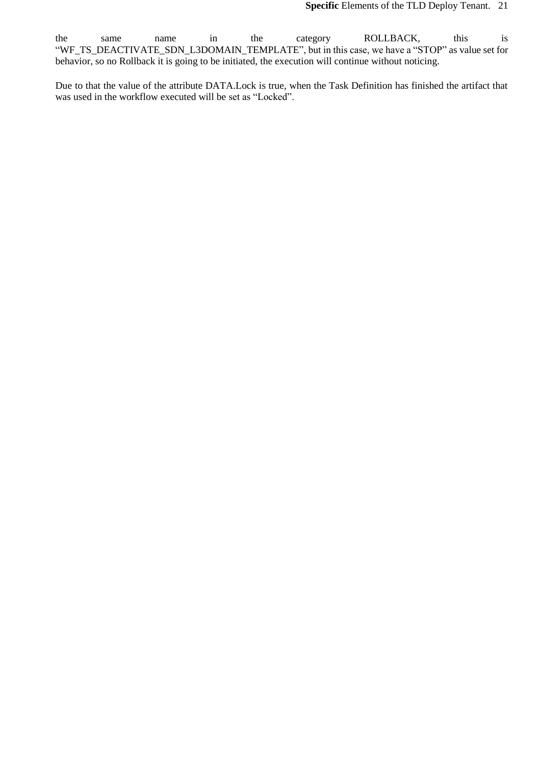the same name in the category ROLLBACK, this is "WF_TS_DEACTIVATE_SDN_L3DOMAIN_TEMPLATE", but in this case, we have a "STOP" as value set for behavior, so no Rollback it is going to be initiated, the execution will continue without noticing.

Due to that the value of the attribute DATA.Lock is true, when the Task Definition has finished the artifact that was used in the workflow executed will be set as "Locked".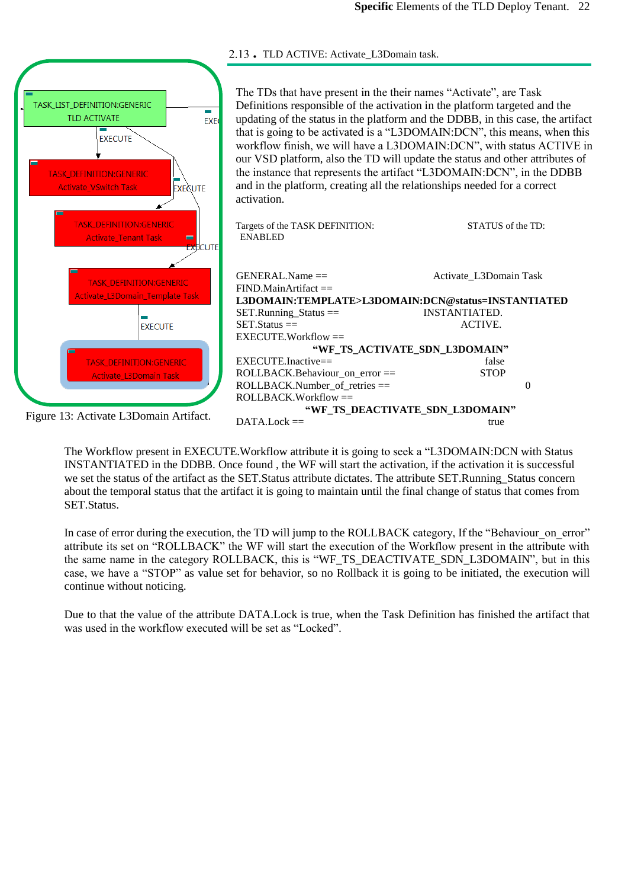## 2.13. TLD ACTIVE: Activate_L3Domain task.

Figure 13: Activate L3Domain Artifact.

The TDs that have present in the their names “Activate”, are Task Definitions responsible of the activation in the platform targeted and the updating of the status in the platform and the DDBB, in this case, the artifact that is going to be activated is a “L3DOMAIN:DCN”, this means, when this workflow finish, we will have a L3DOMAIN:DCN”, with status ACTIVE in our VSD platform, also the TD will update the status and other attributes of the instance that represents the artifact “L3DOMAIN:DCN”, in the DDBB and in the platform, creating all the relationships needed for a correct activation.

Targets of the TASK DEFINITION: STATUS of the TD: ENABLED

GENERAL.Name == Activate_L3Domain Task
FIND.MainArtifact ==
**L3DOMAIN:TEMPLATE>L3DOMAIN:DCN@status=INSTANTIATED**
SET.Running_Status == INSTANTIATED.
SET.Status == ACTIVE.
EXECUTE.Workflow ==
**“WF_TS_ACTIVATE_SDN_L3DOMAIN”**
EXECUTE.Inactive== false
ROLLBACK.Behaviour_on_error == STOP
ROLLBACK.Number_of_retries == 0
ROLLBACK.Workflow ==
**“WF_TS_DEACTIVATE_SDN_L3DOMAIN”**
DATA.Lock == true

The Workflow present in EXECUTE.Workflow attribute it is going to seek a “L3DOMAIN:DCN with Status INSTANTIATED in the DDBB. Once found , the WF will start the activation, if the activation it is successful we set the status of the artifact as the SET.Status attribute dictates. The attribute SET.Running_Status concern about the temporal status that the artifact it is going to maintain until the final change of status that comes from SET.Status.

In case of error during the execution, the TD will jump to the ROLLBACK category, If the “Behaviour_on_error” attribute its set on “ROLLBACK” the WF will start the execution of the Workflow present in the attribute with the same name in the category ROLLBACK, this is “WF_TS_DEACTIVATE_SDN_L3DOMAIN”, but in this case, we have a “STOP” as value set for behavior, so no Rollback it is going to be initiated, the execution will continue without noticing.

Due to that the value of the attribute DATA.Lock is true, when the Task Definition has finished the artifact that was used in the workflow executed will be set as “Locked”.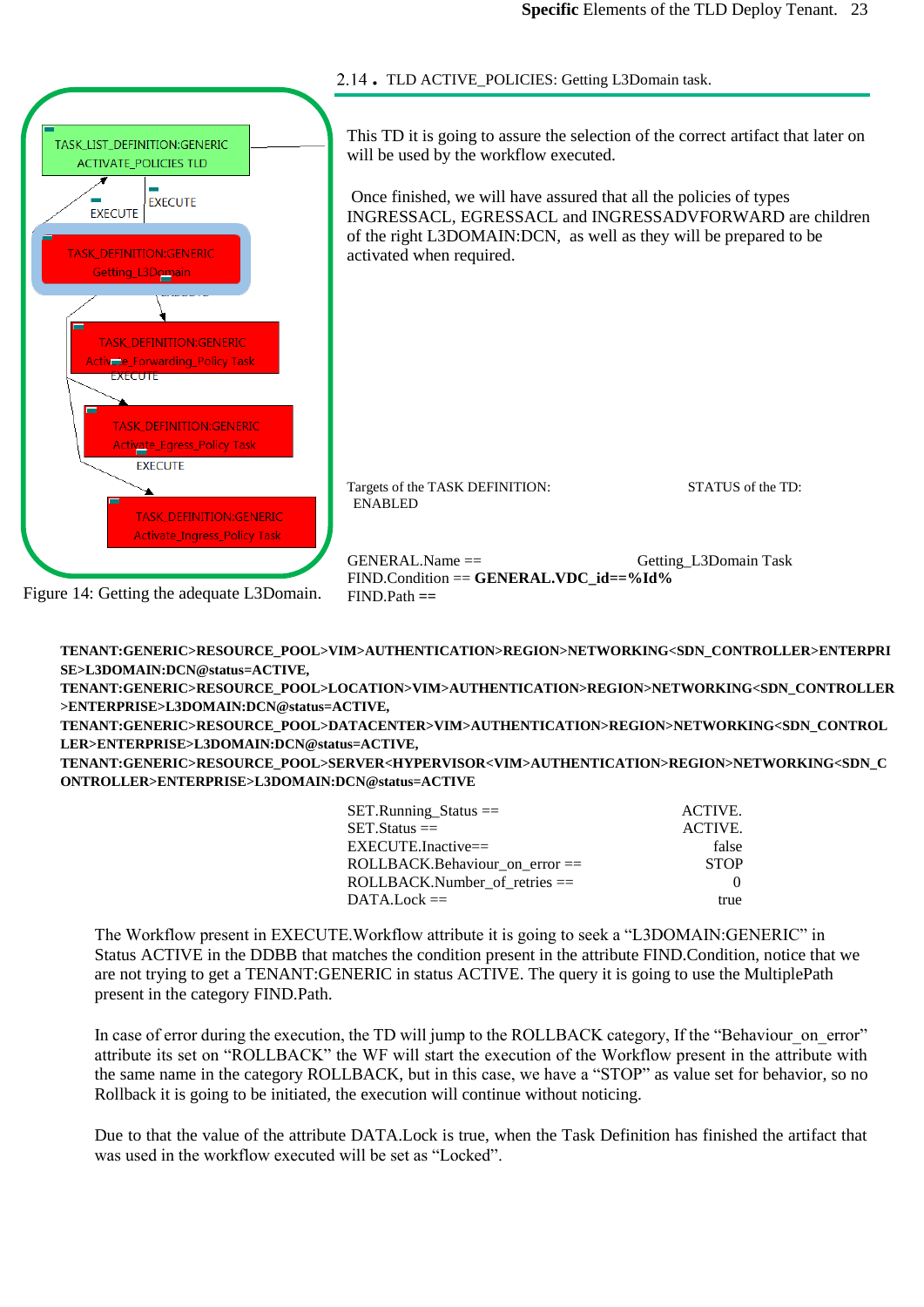## 2.14 . TLD ACTIVE_POLICIES: Getting L3Domain task.

TASK_LIST_DEFINITION:GENERIC ACTIVATE_POLICIES TLD

EXECUTE

EXECUTE

TASK_DEFINITION:GENERIC Getting_L3Domain

TASK_DEFINITION:GENERIC Activate_Forwarding_Policy Task

EXECUTE

TASK_DEFINITION:GENERIC Activate_Egress_Policy Task

EXECUTE

TASK_DEFINITION:GENERIC Activate_Ingress_Policy Task

Figure 14: Getting the adequate L3Domain.

This TD it is going to assure the selection of the correct artifact that later on will be used by the workflow executed.

Once finished, we will have assured that all the policies of types INGRESSACL, EGRESSACL and INGRESSADVFORWARD are children of the right L3DOMAIN:DCN, as well as they will be prepared to be activated when required.

Targets of the TASK DEFINITION: STATUS of the TD: ENABLED

GENERAL.Name == Getting_L3Domain Task
FIND.Condition == **GENERAL.VDC_id==%Id%**
FIND.Path ==

**TENANT:GENERIC>RESOURCE_POOL>VIM>AUTHENTICATION>REGION>NETWORKING<SDN_CONTROLLER>ENTERPRISE>L3DOMAIN:DCN@status=ACTIVE,**
**TENANT:GENERIC>RESOURCE_POOL>LOCATION>VIM>AUTHENTICATION>REGION>NETWORKING<SDN_CONTROLLER>ENTERPRISE>L3DOMAIN:DCN@status=ACTIVE,**
**TENANT:GENERIC>RESOURCE_POOL>DATACENTER>VIM>AUTHENTICATION>REGION>NETWORKING<SDN_CONTROLLER>ENTERPRISE>L3DOMAIN:DCN@status=ACTIVE,**
**TENANT:GENERIC>RESOURCE_POOL>SERVER<HYPERVISOR<VIM>AUTHENTICATION>REGION>NETWORKING<SDN_CONTROLLER>ENTERPRISE>L3DOMAIN:DCN@status=ACTIVE**

SET.Running_Status == ACTIVE.
SET.Status == ACTIVE.
EXECUTE.Inactive== false
ROLLBACK.Behaviour_on_error == STOP
ROLLBACK.Number_of_retries == 0
DATA.Lock == true

The Workflow present in EXECUTE.Workflow attribute it is going to seek a “L3DOMAIN:GENERIC” in Status ACTIVE in the DDBB that matches the condition present in the attribute FIND.Condition, notice that we are not trying to get a TENANT:GENERIC in status ACTIVE. The query it is going to use the MultiplePath present in the category FIND.Path.

In case of error during the execution, the TD will jump to the ROLLBACK category, If the “Behaviour_on_error” attribute its set on “ROLLBACK” the WF will start the execution of the Workflow present in the attribute with the same name in the category ROLLBACK, but in this case, we have a “STOP” as value set for behavior, so no Rollback it is going to be initiated, the execution will continue without noticing.

Due to that the value of the attribute DATA.Lock is true, when the Task Definition has finished the artifact that was used in the workflow executed will be set as “Locked”.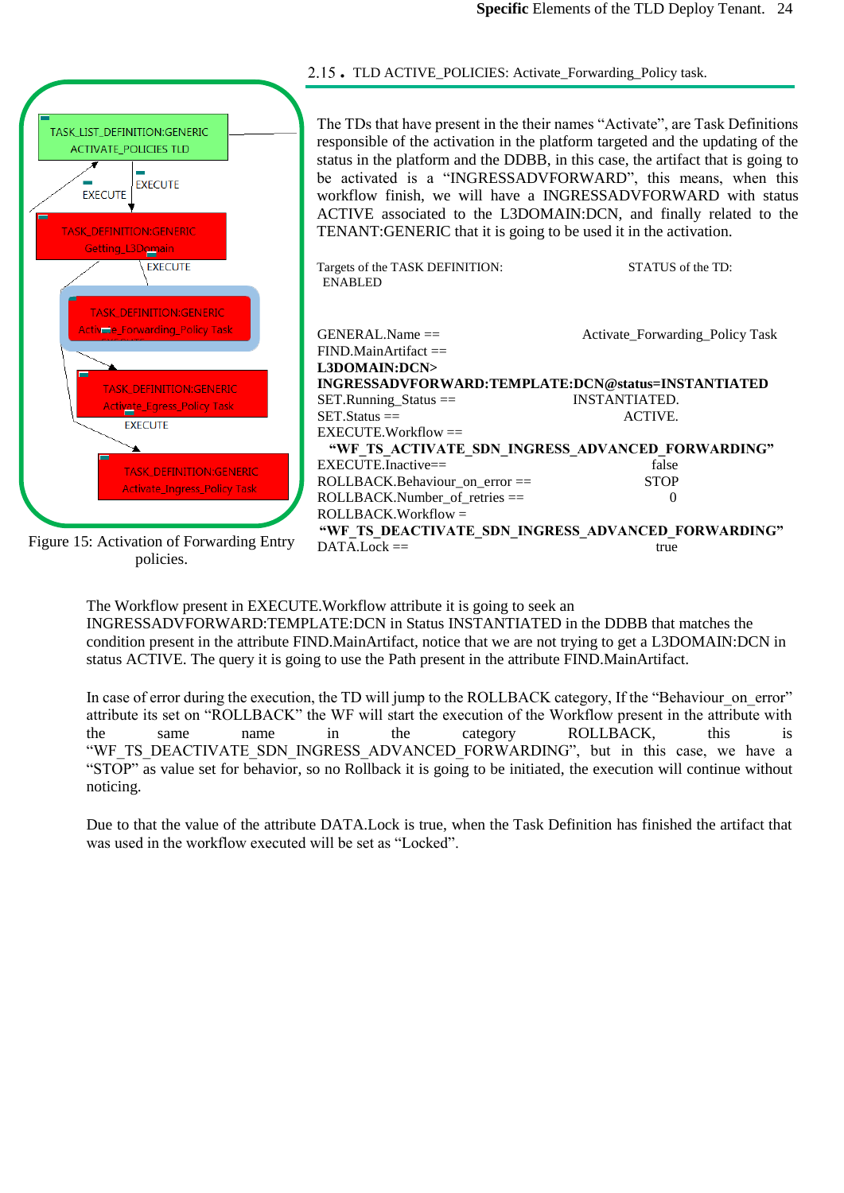## 2.15. TLD ACTIVE_POLICIES: Activate_Forwarding_Policy task.

Figure 15: Activation of Forwarding Entry policies.

The TDs that have present in the their names "Activate", are Task Definitions responsible of the activation in the platform targeted and the updating of the status in the platform and the DDBB, in this case, the artifact that is going to be activated is a "INGRESSADVFORWARD", this means, when this workflow finish, we will have a INGRESSADVFORWARD with status ACTIVE associated to the L3DOMAIN:DCN, and finally related to the TENANT:GENERIC that it is going to be used it in the activation.

Targets of the TASK DEFINITION: STATUS of the TD: ENABLED

GENERAL.Name == Activate_Forwarding_Policy Task
FIND.MainArtifact ==
**L3DOMAIN:DCN> INGRESSADVFORWARD:TEMPLATE:DCN@status=INSTANTIATED**
SET.Running_Status == INSTANTIATED.
SET.Status == ACTIVE.
EXECUTE.Workflow ==
**"WF_TS_ACTIVATE_SDN_INGRESS_ADVANCED_FORWARDING"**
EXECUTE.Inactive== false
ROLLBACK.Behaviour_on_error == STOP
ROLLBACK.Number_of_retries == 0
ROLLBACK.Workflow =
**"WF_TS_DEACTIVATE_SDN_INGRESS_ADVANCED_FORWARDING"**
DATA.Lock == true

The Workflow present in EXECUTE.Workflow attribute it is going to seek an INGRESSADVFORWARD:TEMPLATE:DCN in Status INSTANTIATED in the DDBB that matches the condition present in the attribute FIND.MainArtifact, notice that we are not trying to get a L3DOMAIN:DCN in status ACTIVE. The query it is going to use the Path present in the attribute FIND.MainArtifact.

In case of error during the execution, the TD will jump to the ROLLBACK category, If the "Behaviour_on_error" attribute its set on "ROLLBACK" the WF will start the execution of the Workflow present in the attribute with the same name in the category ROLLBACK, this is "WF_TS_DEACTIVATE_SDN_INGRESS_ADVANCED_FORWARDING", but in this case, we have a "STOP" as value set for behavior, so no Rollback it is going to be initiated, the execution will continue without noticing.

Due to that the value of the attribute DATA.Lock is true, when the Task Definition has finished the artifact that was used in the workflow executed will be set as "Locked".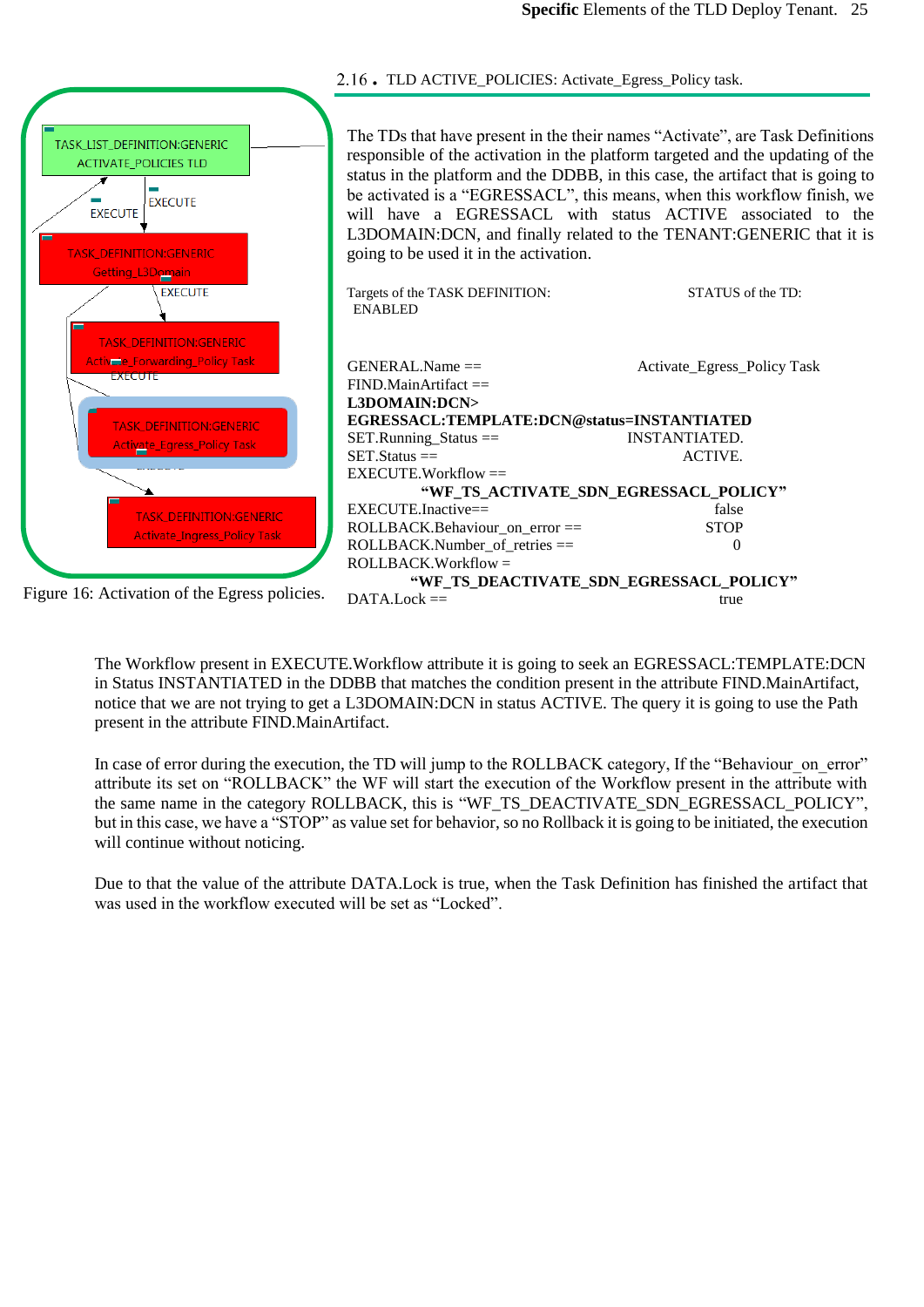## 2.16 . TLD ACTIVE_POLICIES: Activate_Egress_Policy task.

Figure 16: Activation of the Egress policies.

The TDs that have present in the their names "Activate", are Task Definitions responsible of the activation in the platform targeted and the updating of the status in the platform and the DDBB, in this case, the artifact that is going to be activated is a "EGRESSACL", this means, when this workflow finish, we will have a EGRESSACL with status ACTIVE associated to the L3DOMAIN:DCN, and finally related to the TENANT:GENERIC that it is going to be used it in the activation.

Targets of the TASK DEFINITION: STATUS of the TD: ENABLED

GENERAL.Name == Activate_Egress_Policy Task
FIND.MainArtifact ==
**L3DOMAIN:DCN>**
**EGRESSACL:TEMPLATE:DCN@status=INSTANTIATED**
SET.Running_Status == INSTANTIATED.
SET.Status == ACTIVE.
EXECUTE.Workflow ==
**"WF_TS_ACTIVATE_SDN_EGRESSACL_POLICY"**
EXECUTE.Inactive== false
ROLLBACK.Behaviour_on_error == STOP
ROLLBACK.Number_of_retries == 0
ROLLBACK.Workflow =
**"WF_TS_DEACTIVATE_SDN_EGRESSACL_POLICY"**
DATA.Lock == true

The Workflow present in EXECUTE.Workflow attribute it is going to seek an EGRESSACL:TEMPLATE:DCN in Status INSTANTIATED in the DDBB that matches the condition present in the attribute FIND.MainArtifact, notice that we are not trying to get a L3DOMAIN:DCN in status ACTIVE. The query it is going to use the Path present in the attribute FIND.MainArtifact.

In case of error during the execution, the TD will jump to the ROLLBACK category, If the "Behaviour_on_error" attribute its set on "ROLLBACK" the WF will start the execution of the Workflow present in the attribute with the same name in the category ROLLBACK, this is "WF_TS_DEACTIVATE_SDN_EGRESSACL_POLICY", but in this case, we have a "STOP" as value set for behavior, so no Rollback it is going to be initiated, the execution will continue without noticing.

Due to that the value of the attribute DATA.Lock is true, when the Task Definition has finished the artifact that was used in the workflow executed will be set as "Locked".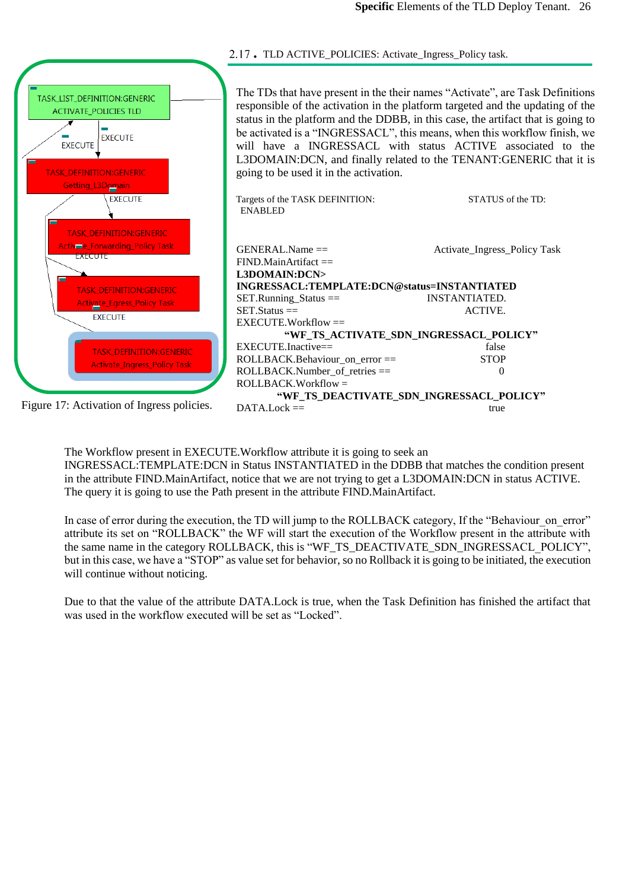## 2.17 . TLD ACTIVE_POLICIES: Activate_Ingress_Policy task.

The TDs that have present in the their names "Activate", are Task Definitions responsible of the activation in the platform targeted and the updating of the status in the platform and the DDBB, in this case, the artifact that is going to be activated is a "INGRESSACL", this means, when this workflow finish, we will have a INGRESSACL with status ACTIVE associated to the L3DOMAIN:DCN, and finally related to the TENANT:GENERIC that it is going to be used it in the activation.

Targets of the TASK DEFINITION: STATUS of the TD: ENABLED

GENERAL.Name == Activate_Ingress_Policy Task
FIND.MainArtifact ==
**L3DOMAIN:DCN>**
**INGRESSACL:TEMPLATE:DCN@status=INSTANTIATED**
SET.Running_Status == INSTANTIATED.
SET.Status == ACTIVE.
EXECUTE.Workflow ==
**"WF_TS_ACTIVATE_SDN_INGRESSACL_POLICY"**
EXECUTE.Inactive== false
ROLLBACK.Behaviour_on_error == STOP
ROLLBACK.Number_of_retries == 0
ROLLBACK.Workflow =
**"WF_TS_DEACTIVATE_SDN_INGRESSACL_POLICY"**
DATA.Lock == true

Figure 17: Activation of Ingress policies.

The Workflow present in EXECUTE.Workflow attribute it is going to seek an INGRESSACL:TEMPLATE:DCN in Status INSTANTIATED in the DDBB that matches the condition present in the attribute FIND.MainArtifact, notice that we are not trying to get a L3DOMAIN:DCN in status ACTIVE. The query it is going to use the Path present in the attribute FIND.MainArtifact.

In case of error during the execution, the TD will jump to the ROLLBACK category, If the "Behaviour_on_error" attribute its set on "ROLLBACK" the WF will start the execution of the Workflow present in the attribute with the same name in the category ROLLBACK, this is "WF_TS_DEACTIVATE_SDN_INGRESSACL_POLICY", but in this case, we have a "STOP" as value set for behavior, so no Rollback it is going to be initiated, the execution will continue without noticing.

Due to that the value of the attribute DATA.Lock is true, when the Task Definition has finished the artifact that was used in the workflow executed will be set as "Locked".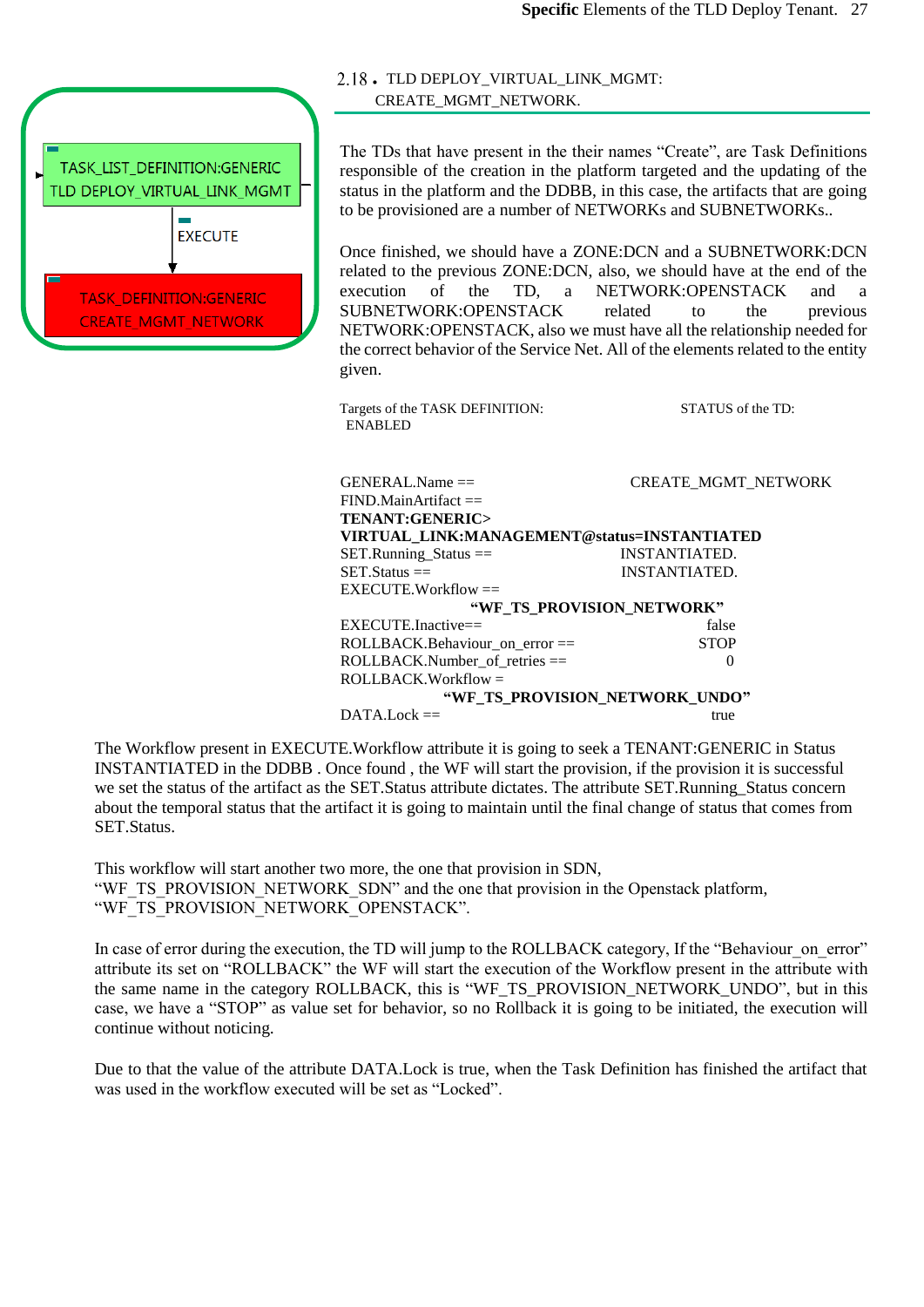## 2.18 . TLD DEPLOY_VIRTUAL_LINK_MGMT: CREATE_MGMT_NETWORK.

TASK_LIST_DEFINITION:GENERIC
TLD DEPLOY_VIRTUAL_LINK_MGMT

EXECUTE

TASK_DEFINITION:GENERIC
CREATE_MGMT_NETWORK

The TDs that have present in the their names "Create", are Task Definitions responsible of the creation in the platform targeted and the updating of the status in the platform and the DDBB, in this case, the artifacts that are going to be provisioned are a number of NETWORKs and SUBNETWORKs..

Once finished, we should have a ZONE:DCN and a SUBNETWORK:DCN related to the previous ZONE:DCN, also, we should have at the end of the execution of the TD, a NETWORK:OPENSTACK and a SUBNETWORK:OPENSTACK related to the previous NETWORK:OPENSTACK, also we must have all the relationship needed for the correct behavior of the Service Net. All of the elements related to the entity given.

Targets of the TASK DEFINITION: STATUS of the TD: ENABLED

GENERAL.Name == CREATE_MGMT_NETWORK
FIND.MainArtifact ==
**TENANT:GENERIC>**
**VIRTUAL_LINK:MANAGEMENT@status=INSTANTIATED**
SET.Running_Status == INSTANTIATED.
SET.Status == INSTANTIATED.
EXECUTE.Workflow ==
**"WF_TS_PROVISION_NETWORK"**
EXECUTE.Inactive== false
ROLLBACK.Behaviour_on_error == STOP
ROLLBACK.Number_of_retries == 0
ROLLBACK.Workflow =
**"WF_TS_PROVISION_NETWORK_UNDO"**
DATA.Lock == true

The Workflow present in EXECUTE.Workflow attribute it is going to seek a TENANT:GENERIC in Status INSTANTIATED in the DDBB . Once found , the WF will start the provision, if the provision it is successful we set the status of the artifact as the SET.Status attribute dictates. The attribute SET.Running_Status concern about the temporal status that the artifact it is going to maintain until the final change of status that comes from SET.Status.

This workflow will start another two more, the one that provision in SDN, "WF_TS_PROVISION_NETWORK_SDN" and the one that provision in the Openstack platform, "WF_TS_PROVISION_NETWORK_OPENSTACK".

In case of error during the execution, the TD will jump to the ROLLBACK category, If the "Behaviour_on_error" attribute its set on "ROLLBACK" the WF will start the execution of the Workflow present in the attribute with the same name in the category ROLLBACK, this is "WF_TS_PROVISION_NETWORK_UNDO", but in this case, we have a "STOP" as value set for behavior, so no Rollback it is going to be initiated, the execution will continue without noticing.

Due to that the value of the attribute DATA.Lock is true, when the Task Definition has finished the artifact that was used in the workflow executed will be set as "Locked".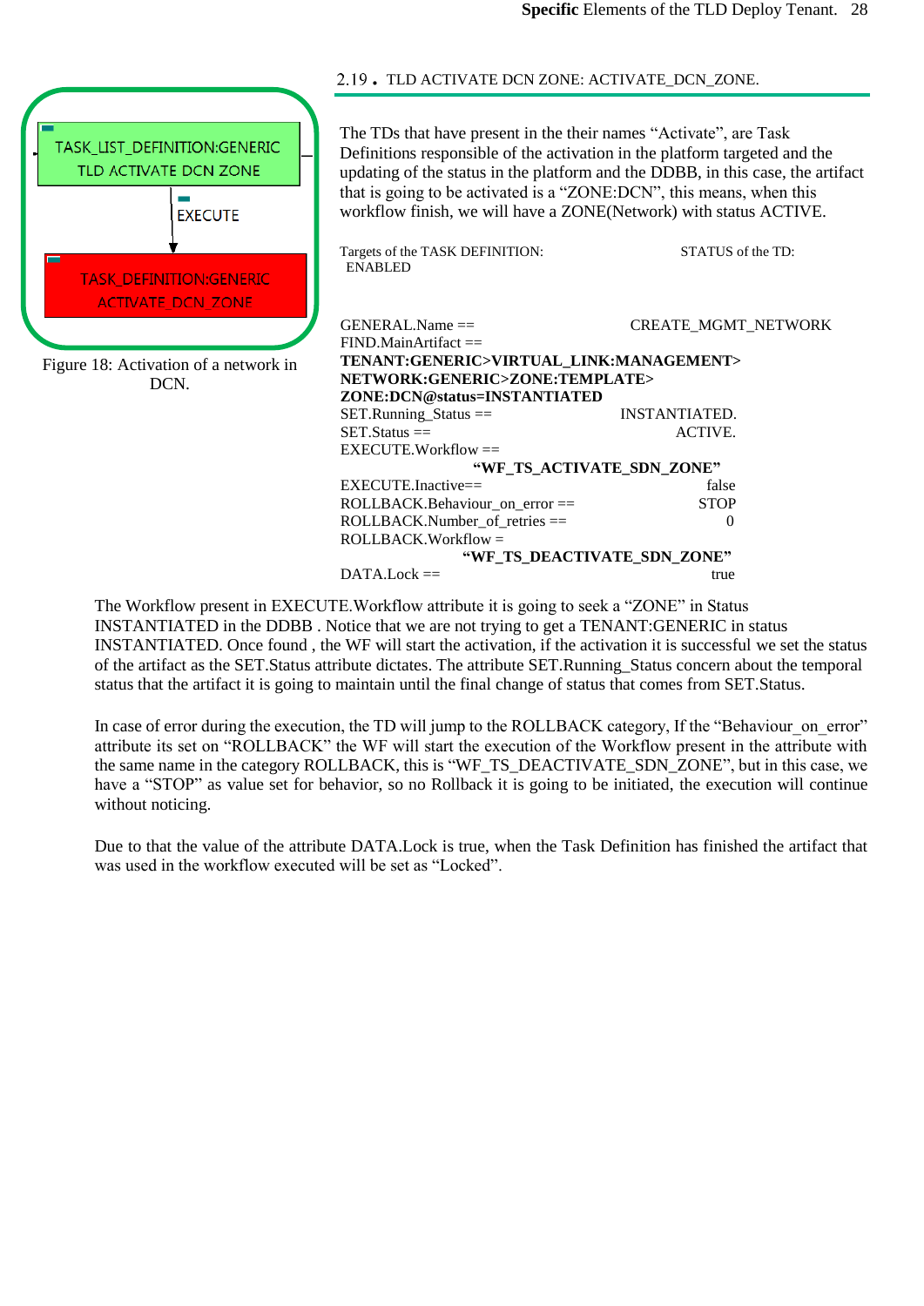## 2.19 . TLD ACTIVATE DCN ZONE: ACTIVATE_DCN_ZONE.

TASK_LIST_DEFINITION:GENERIC TLD ACTIVATE DCN ZONE

EXECUTE

TASK_DEFINITION:GENERIC ACTIVATE DCN ZONE

Figure 18: Activation of a network in DCN.

The TDs that have present in the their names "Activate", are Task Definitions responsible of the activation in the platform targeted and the updating of the status in the platform and the DDBB, in this case, the artifact that is going to be activated is a "ZONE:DCN", this means, when this workflow finish, we will have a ZONE(Network) with status ACTIVE.

Targets of the TASK DEFINITION: STATUS of the TD: ENABLED

GENERAL.Name == CREATE_MGMT_NETWORK
FIND.MainArtifact ==
**TENANT:GENERIC>VIRTUAL_LINK:MANAGEMENT>NETWORK:GENERIC>ZONE:TEMPLATE>ZONE:DCN@status=INSTANTIATED**
SET.Running_Status == INSTANTIATED.
SET.Status == ACTIVE.
EXECUTE.Workflow == **"WF_TS_ACTIVATE_SDN_ZONE"**
EXECUTE.Inactive== false
ROLLBACK.Behaviour_on_error == STOP
ROLLBACK.Number_of_retries == 0
ROLLBACK.Workflow = **"WF_TS_DEACTIVATE_SDN_ZONE"**
DATA.Lock == true

The Workflow present in EXECUTE.Workflow attribute it is going to seek a "ZONE" in Status INSTANTIATED in the DDBB . Notice that we are not trying to get a TENANT:GENERIC in status INSTANTIATED. Once found , the WF will start the activation, if the activation it is successful we set the status of the artifact as the SET.Status attribute dictates. The attribute SET.Running_Status concern about the temporal status that the artifact it is going to maintain until the final change of status that comes from SET.Status.

In case of error during the execution, the TD will jump to the ROLLBACK category, If the "Behaviour_on_error" attribute its set on "ROLLBACK" the WF will start the execution of the Workflow present in the attribute with the same name in the category ROLLBACK, this is "WF_TS_DEACTIVATE_SDN_ZONE", but in this case, we have a "STOP" as value set for behavior, so no Rollback it is going to be initiated, the execution will continue without noticing.

Due to that the value of the attribute DATA.Lock is true, when the Task Definition has finished the artifact that was used in the workflow executed will be set as "Locked".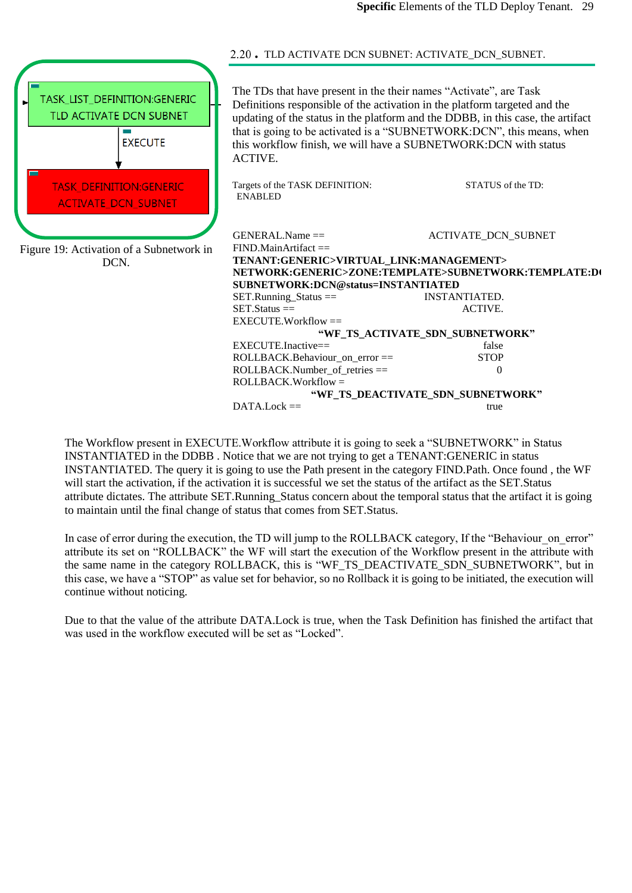## 2.20 . TLD ACTIVATE DCN SUBNET: ACTIVATE_DCN_SUBNET.

TASK_LIST_DEFINITION:GENERIC TLD ACTIVATE DCN SUBNET

EXECUTE

TASK_DEFINITION:GENERIC ACTIVATE DCN SUBNET

Figure 19: Activation of a Subnetwork in DCN.

The TDs that have present in the their names “Activate”, are Task Definitions responsible of the activation in the platform targeted and the updating of the status in the platform and the DDBB, in this case, the artifact that is going to be activated is a “SUBNETWORK:DCN”, this means, when this workflow finish, we will have a SUBNETWORK:DCN with status ACTIVE.

Targets of the TASK DEFINITION: STATUS of the TD: ENABLED

GENERAL.Name == ACTIVATE_DCN_SUBNET
FIND.MainArtifact ==
**TENANT:GENERIC>VIRTUAL_LINK:MANAGEMENT>NETWORK:GENERIC>ZONE:TEMPLATE>SUBNETWORK:TEMPLATE:DCN>SUBNETWORK:DCN@status=INSTANTIATED**
SET.Running_Status == INSTANTIATED.
SET.Status == ACTIVE.
EXECUTE.Workflow ==
**“WF_TS_ACTIVATE_SDN_SUBNETWORK”**
EXECUTE.Inactive== false
ROLLBACK.Behaviour_on_error == STOP
ROLLBACK.Number_of_retries == 0
ROLLBACK.Workflow =
**“WF_TS_DEACTIVATE_SDN_SUBNETWORK”**
DATA.Lock == true

The Workflow present in EXECUTE.Workflow attribute it is going to seek a “SUBNETWORK” in Status INSTANTIATED in the DDBB . Notice that we are not trying to get a TENANT:GENERIC in status INSTANTIATED. The query it is going to use the Path present in the category FIND.Path. Once found , the WF will start the activation, if the activation it is successful we set the status of the artifact as the SET.Status attribute dictates. The attribute SET.Running_Status concern about the temporal status that the artifact it is going to maintain until the final change of status that comes from SET.Status.

In case of error during the execution, the TD will jump to the ROLLBACK category, If the “Behaviour_on_error” attribute its set on “ROLLBACK” the WF will start the execution of the Workflow present in the attribute with the same name in the category ROLLBACK, this is “WF_TS_DEACTIVATE_SDN_SUBNETWORK”, but in this case, we have a “STOP” as value set for behavior, so no Rollback it is going to be initiated, the execution will continue without noticing.

Due to that the value of the attribute DATA.Lock is true, when the Task Definition has finished the artifact that was used in the workflow executed will be set as “Locked”.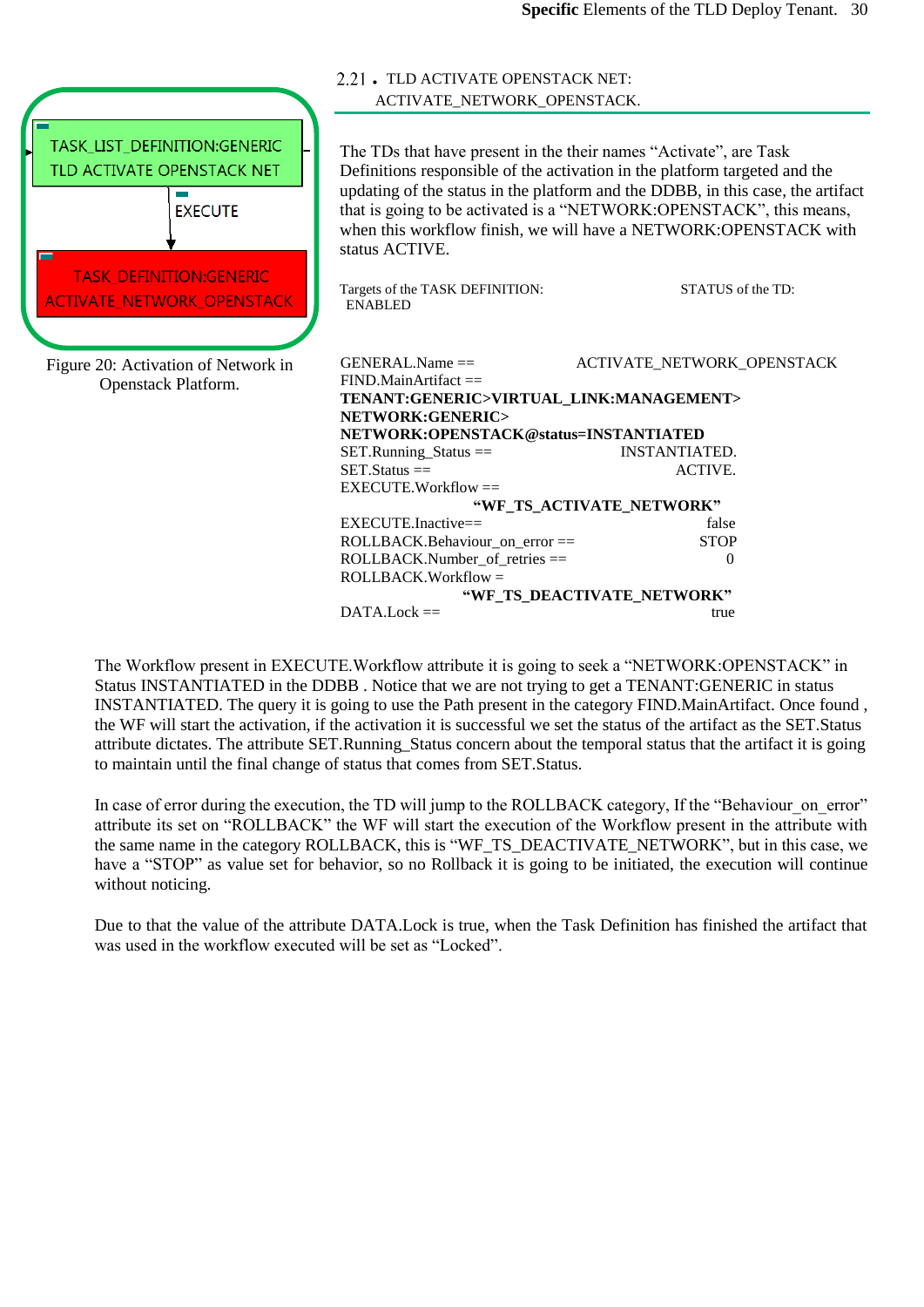## 2.21 . TLD ACTIVATE OPENSTACK NET: ACTIVATE_NETWORK_OPENSTACK.

TASK_LIST_DEFINITION:GENERIC TLD ACTIVATE OPENSTACK NET

EXECUTE

TASK_DEFINITION:GENERIC ACTIVATE_NETWORK_OPENSTACK

Figure 20: Activation of Network in Openstack Platform.

The TDs that have present in the their names "Activate", are Task Definitions responsible of the activation in the platform targeted and the updating of the status in the platform and the DDBB, in this case, the artifact that is going to be activated is a "NETWORK:OPENSTACK", this means, when this workflow finish, we will have a NETWORK:OPENSTACK with status ACTIVE.

Targets of the TASK DEFINITION: STATUS of the TD: ENABLED

GENERAL.Name == ACTIVATE_NETWORK_OPENSTACK
FIND.MainArtifact ==
**TENANT:GENERIC>VIRTUAL_LINK:MANAGEMENT> NETWORK:GENERIC> NETWORK:OPENSTACK@status=INSTANTIATED**
SET.Running_Status == INSTANTIATED.
SET.Status == ACTIVE.
EXECUTE.Workflow ==
**"WF_TS_ACTIVATE_NETWORK"**
EXECUTE.Inactive== false
ROLLBACK.Behaviour_on_error == STOP
ROLLBACK.Number_of_retries == 0
ROLLBACK.Workflow =
**"WF_TS_DEACTIVATE_NETWORK"**
DATA.Lock == true

The Workflow present in EXECUTE.Workflow attribute it is going to seek a "NETWORK:OPENSTACK" in Status INSTANTIATED in the DDBB . Notice that we are not trying to get a TENANT:GENERIC in status INSTANTIATED. The query it is going to use the Path present in the category FIND.MainArtifact. Once found , the WF will start the activation, if the activation it is successful we set the status of the artifact as the SET.Status attribute dictates. The attribute SET.Running_Status concern about the temporal status that the artifact it is going to maintain until the final change of status that comes from SET.Status.

In case of error during the execution, the TD will jump to the ROLLBACK category, If the "Behaviour_on_error" attribute its set on "ROLLBACK" the WF will start the execution of the Workflow present in the attribute with the same name in the category ROLLBACK, this is "WF_TS_DEACTIVATE_NETWORK", but in this case, we have a "STOP" as value set for behavior, so no Rollback it is going to be initiated, the execution will continue without noticing.

Due to that the value of the attribute DATA.Lock is true, when the Task Definition has finished the artifact that was used in the workflow executed will be set as "Locked".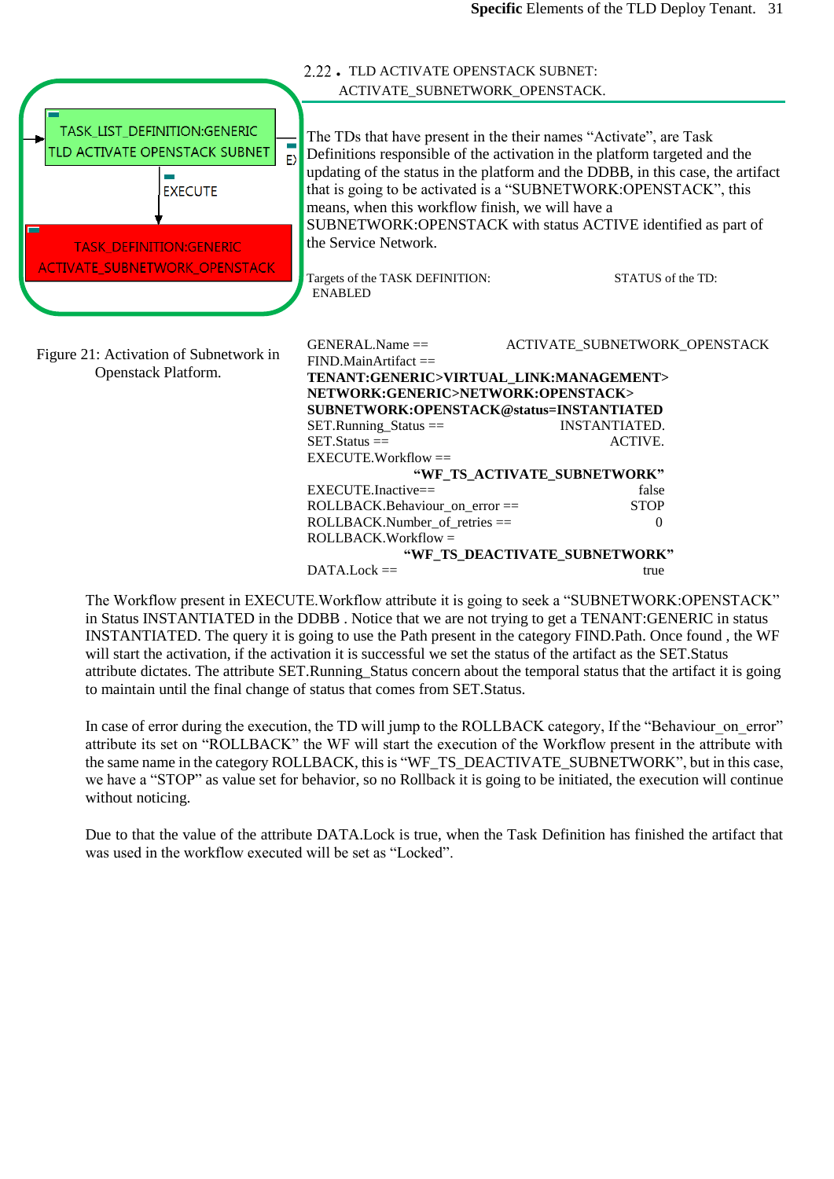## 2.22. TLD ACTIVATE OPENSTACK SUBNET: ACTIVATE_SUBNETWORK_OPENSTACK.

Figure 21: Activation of Subnetwork in Openstack Platform.

The TDs that have present in the their names "Activate", are Task Definitions responsible of the activation in the platform targeted and the updating of the status in the platform and the DDBB, in this case, the artifact that is going to be activated is a "SUBNETWORK:OPENSTACK", this means, when this workflow finish, we will have a SUBNETWORK:OPENSTACK with status ACTIVE identified as part of the Service Network.

Targets of the TASK DEFINITION: STATUS of the TD: ENABLED

GENERAL.Name == ACTIVATE_SUBNETWORK_OPENSTACK
FIND.MainArtifact ==
**TENANT:GENERIC>VIRTUAL_LINK:MANAGEMENT>NETWORK:GENERIC>NETWORK:OPENSTACK>SUBNETWORK:OPENSTACK@status=INSTANTIATED**
SET.Running_Status == INSTANTIATED.
SET.Status == ACTIVE.
EXECUTE.Workflow ==
**"WF_TS_ACTIVATE_SUBNETWORK"**
EXECUTE.Inactive== false
ROLLBACK.Behaviour_on_error == STOP
ROLLBACK.Number_of_retries == 0
ROLLBACK.Workflow =
**"WF_TS_DEACTIVATE_SUBNETWORK"**
DATA.Lock == true

The Workflow present in EXECUTE.Workflow attribute it is going to seek a "SUBNETWORK:OPENSTACK" in Status INSTANTIATED in the DDBB . Notice that we are not trying to get a TENANT:GENERIC in status INSTANTIATED. The query it is going to use the Path present in the category FIND.Path. Once found , the WF will start the activation, if the activation it is successful we set the status of the artifact as the SET.Status attribute dictates. The attribute SET.Running_Status concern about the temporal status that the artifact it is going to maintain until the final change of status that comes from SET.Status.

In case of error during the execution, the TD will jump to the ROLLBACK category, If the "Behaviour_on_error" attribute its set on "ROLLBACK" the WF will start the execution of the Workflow present in the attribute with the same name in the category ROLLBACK, this is "WF_TS_DEACTIVATE_SUBNETWORK", but in this case, we have a "STOP" as value set for behavior, so no Rollback it is going to be initiated, the execution will continue without noticing.

Due to that the value of the attribute DATA.Lock is true, when the Task Definition has finished the artifact that was used in the workflow executed will be set as "Locked".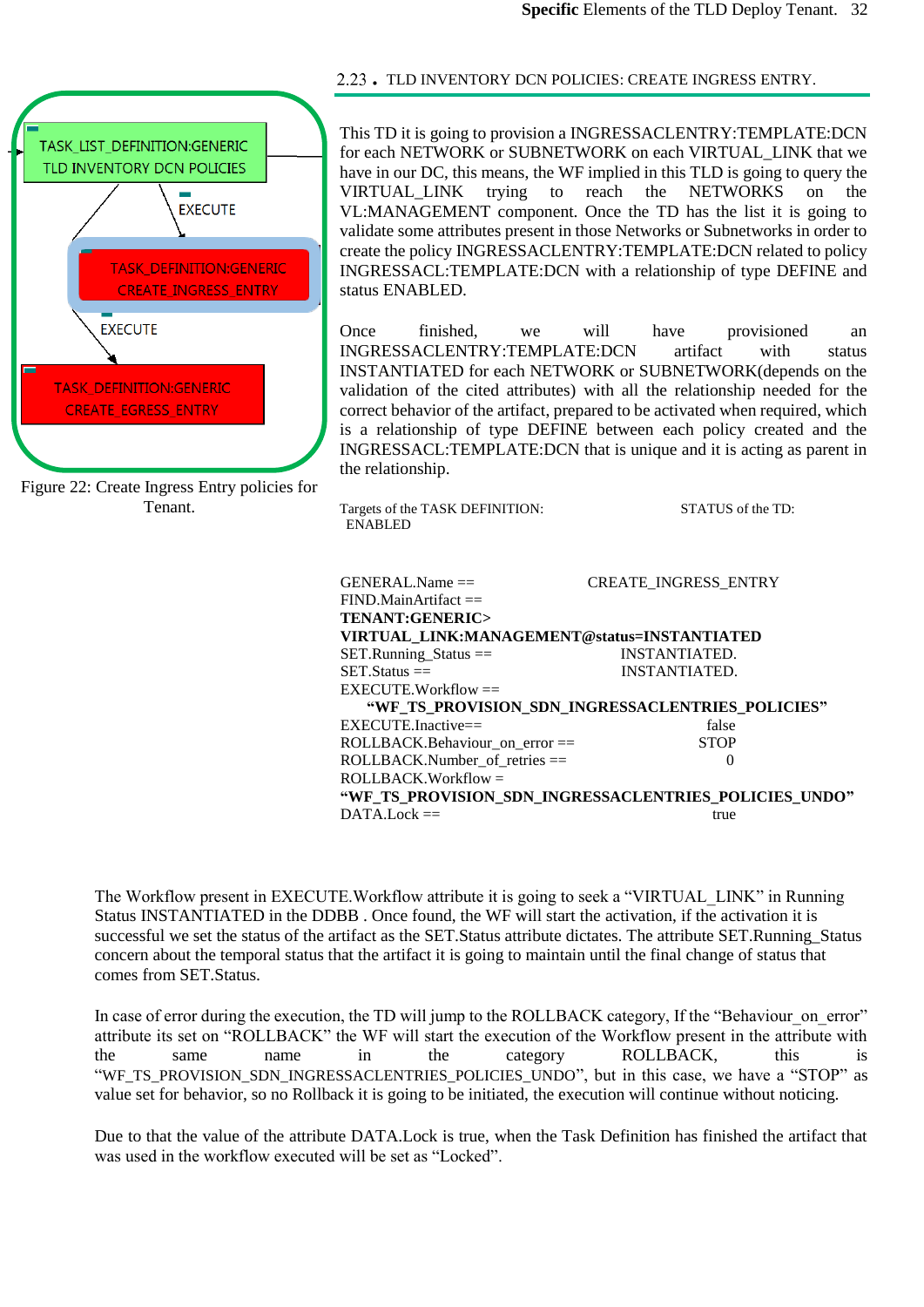## 2.23 . TLD INVENTORY DCN POLICIES: CREATE INGRESS ENTRY.

TASK_LIST_DEFINITION:GENERIC TLD INVENTORY DCN POLICIES

EXECUTE

TASK_DEFINITION:GENERIC CREATE_INGRESS_ENTRY

EXECUTE

TASK_DEFINITION:GENERIC CREATE_EGRESS_ENTRY

Figure 22: Create Ingress Entry policies for Tenant.

This TD it is going to provision a INGRESSACLENTRY:TEMPLATE:DCN for each NETWORK or SUBNETWORK on each VIRTUAL_LINK that we have in our DC, this means, the WF implied in this TLD is going to query the VIRTUAL_LINK trying to reach the NETWORKS on the VL:MANAGEMENT component. Once the TD has the list it is going to validate some attributes present in those Networks or Subnetworks in order to create the policy INGRESSACLENTRY:TEMPLATE:DCN related to policy INGRESSACL:TEMPLATE:DCN with a relationship of type DEFINE and status ENABLED.

Once finished, we will have provisioned an INGRESSACLENTRY:TEMPLATE:DCN artifact with status INSTANTIATED for each NETWORK or SUBNETWORK(depends on the validation of the cited attributes) with all the relationship needed for the correct behavior of the artifact, prepared to be activated when required, which is a relationship of type DEFINE between each policy created and the INGRESSACL:TEMPLATE:DCN that is unique and it is acting as parent in the relationship.

Targets of the TASK DEFINITION: STATUS of the TD: ENABLED

GENERAL.Name == CREATE_INGRESS_ENTRY
FIND.MainArtifact ==
**TENANT:GENERIC>**
**VIRTUAL_LINK:MANAGEMENT@status=INSTANTIATED**
SET.Running_Status == INSTANTIATED.
SET.Status == INSTANTIATED.
EXECUTE.Workflow ==
**"WF_TS_PROVISION_SDN_INGRESSACLENTRIES_POLICIES"**
EXECUTE.Inactive== false
ROLLBACK.Behaviour_on_error == STOP
ROLLBACK.Number_of_retries == 0
ROLLBACK.Workflow =
**"WF_TS_PROVISION_SDN_INGRESSACLENTRIES_POLICIES_UNDO"**
DATA.Lock == true

The Workflow present in EXECUTE.Workflow attribute it is going to seek a "VIRTUAL_LINK" in Running Status INSTANTIATED in the DDBB . Once found, the WF will start the activation, if the activation it is successful we set the status of the artifact as the SET.Status attribute dictates. The attribute SET.Running_Status concern about the temporal status that the artifact it is going to maintain until the final change of status that comes from SET.Status.

In case of error during the execution, the TD will jump to the ROLLBACK category, If the "Behaviour_on_error" attribute its set on "ROLLBACK" the WF will start the execution of the Workflow present in the attribute with the same name in the category ROLLBACK, this is "WF_TS_PROVISION_SDN_INGRESSACLENTRIES_POLICIES_UNDO", but in this case, we have a "STOP" as value set for behavior, so no Rollback it is going to be initiated, the execution will continue without noticing.

Due to that the value of the attribute DATA.Lock is true, when the Task Definition has finished the artifact that was used in the workflow executed will be set as "Locked".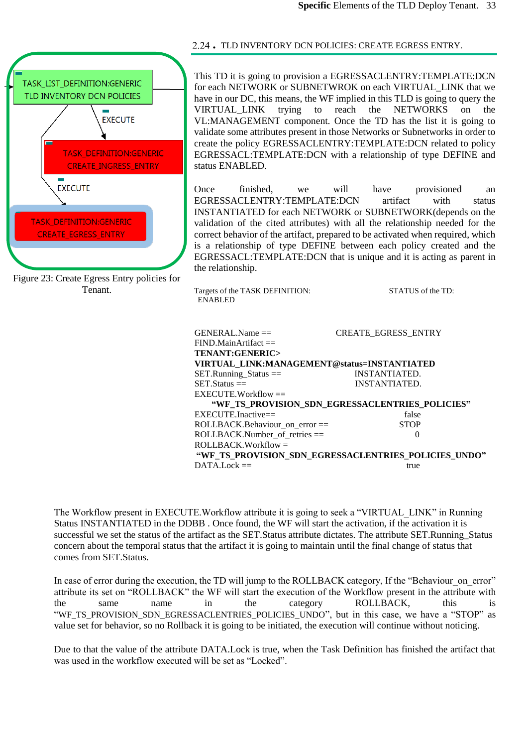## 2.24 . TLD INVENTORY DCN POLICIES: CREATE EGRESS ENTRY.

This TD it is going to provision a EGRESSACLENTRY:TEMPLATE:DCN for each NETWORK or SUBNETWROK on each VIRTUAL_LINK that we have in our DC, this means, the WF implied in this TLD is going to query the VIRTUAL_LINK trying to reach the NETWORKS on the VL:MANAGEMENT component. Once the TD has the list it is going to validate some attributes present in those Networks or Subnetworks in order to create the policy EGRESSACLENTRY:TEMPLATE:DCN related to policy EGRESSACL:TEMPLATE:DCN with a relationship of type DEFINE and status ENABLED.

Once finished, we will have provisioned an EGRESSACLENTRY:TEMPLATE:DCN artifact with status INSTANTIATED for each NETWORK or SUBNETWORK(depends on the validation of the cited attributes) with all the relationship needed for the correct behavior of the artifact, prepared to be activated when required, which is a relationship of type DEFINE between each policy created and the EGRESSACL:TEMPLATE:DCN that is unique and it is acting as parent in the relationship.

TASK_LIST_DEFINITION:GENERIC TLD INVENTORY DCN POLICIES

EXECUTE

TASK_DEFINITION:GENERIC CREATE_INGRESS_ENTRY

EXECUTE

TASK_DEFINITION:GENERIC CREATE_EGRESS_ENTRY

Figure 23: Create Egress Entry policies for Tenant.

Targets of the TASK DEFINITION: STATUS of the TD: ENABLED

GENERAL.Name == CREATE_EGRESS_ENTRY
FIND.MainArtifact ==
**TENANT:GENERIC>**
**VIRTUAL_LINK:MANAGEMENT@status=INSTANTIATED**
SET.Running_Status == INSTANTIATED.
SET.Status == INSTANTIATED.
EXECUTE.Workflow ==
**"WF_TS_PROVISION_SDN_EGRESSACLENTRIES_POLICIES"**
EXECUTE.Inactive== false
ROLLBACK.Behaviour_on_error == STOP
ROLLBACK.Number_of_retries == 0
ROLLBACK.Workflow =
**"WF_TS_PROVISION_SDN_EGRESSACLENTRIES_POLICIES_UNDO"**
DATA.Lock == true

The Workflow present in EXECUTE.Workflow attribute it is going to seek a "VIRTUAL_LINK" in Running Status INSTANTIATED in the DDBB . Once found, the WF will start the activation, if the activation it is successful we set the status of the artifact as the SET.Status attribute dictates. The attribute SET.Running_Status concern about the temporal status that the artifact it is going to maintain until the final change of status that comes from SET.Status.

In case of error during the execution, the TD will jump to the ROLLBACK category, If the "Behaviour_on_error" attribute its set on "ROLLBACK" the WF will start the execution of the Workflow present in the attribute with the same name in the category ROLLBACK, this is "WF_TS_PROVISION_SDN_EGRESSACLENTRIES_POLICIES_UNDO", but in this case, we have a "STOP" as value set for behavior, so no Rollback it is going to be initiated, the execution will continue without noticing.

Due to that the value of the attribute DATA.Lock is true, when the Task Definition has finished the artifact that was used in the workflow executed will be set as "Locked".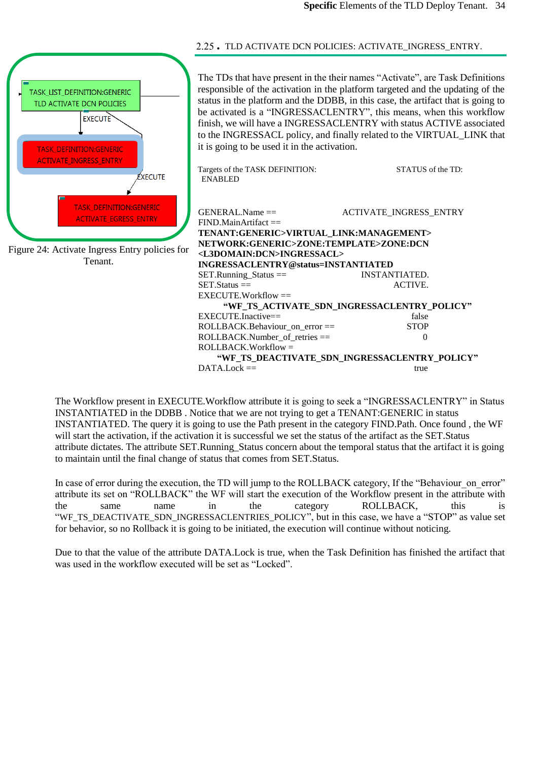## 2.25 . TLD ACTIVATE DCN POLICIES: ACTIVATE_INGRESS_ENTRY.

TASK_LIST_DEFINITION:GENERIC TLD ACTIVATE DCN POLICIES

EXECUTE

TASK_DEFINITION:GENERIC ACTIVATE_INGRESS_ENTRY

EXECUTE

TASK_DEFINITION:GENERIC ACTIVATE_EGRESS_ENTRY

Figure 24: Activate Ingress Entry policies for Tenant.

The TDs that have present in the their names "Activate", are Task Definitions responsible of the activation in the platform targeted and the updating of the status in the platform and the DDBB, in this case, the artifact that is going to be activated is a "INGRESSACLENTRY", this means, when this workflow finish, we will have a INGRESSACLENTRY with status ACTIVE associated to the INGRESSACL policy, and finally related to the VIRTUAL_LINK that it is going to be used it in the activation.

Targets of the TASK DEFINITION: STATUS of the TD: ENABLED

GENERAL.Name == ACTIVATE_INGRESS_ENTRY
FIND.MainArtifact ==
**TENANT:GENERIC>VIRTUAL_LINK:MANAGEMENT> NETWORK:GENERIC>ZONE:TEMPLATE>ZONE:DCN <L3DOMAIN:DCN>INGRESSACL> INGRESSACLENTRY@status=INSTANTIATED**
SET.Running_Status == INSTANTIATED.
SET.Status == ACTIVE.
EXECUTE.Workflow ==
**"WF_TS_ACTIVATE_SDN_INGRESSACLENTRY_POLICY"**
EXECUTE.Inactive== false
ROLLBACK.Behaviour_on_error == STOP
ROLLBACK.Number_of_retries == 0
ROLLBACK.Workflow =
**"WF_TS_DEACTIVATE_SDN_INGRESSACLENTRY_POLICY"**
DATA.Lock == true

The Workflow present in EXECUTE.Workflow attribute it is going to seek a "INGRESSACLENTRY" in Status INSTANTIATED in the DDBB . Notice that we are not trying to get a TENANT:GENERIC in status INSTANTIATED. The query it is going to use the Path present in the category FIND.Path. Once found , the WF will start the activation, if the activation it is successful we set the status of the artifact as the SET.Status attribute dictates. The attribute SET.Running_Status concern about the temporal status that the artifact it is going to maintain until the final change of status that comes from SET.Status.

In case of error during the execution, the TD will jump to the ROLLBACK category, If the "Behaviour_on_error" attribute its set on "ROLLBACK" the WF will start the execution of the Workflow present in the attribute with the same name in the category ROLLBACK, this is "WF_TS_DEACTIVATE_SDN_INGRESSACLENTRIES_POLICY", but in this case, we have a "STOP" as value set for behavior, so no Rollback it is going to be initiated, the execution will continue without noticing.

Due to that the value of the attribute DATA.Lock is true, when the Task Definition has finished the artifact that was used in the workflow executed will be set as "Locked".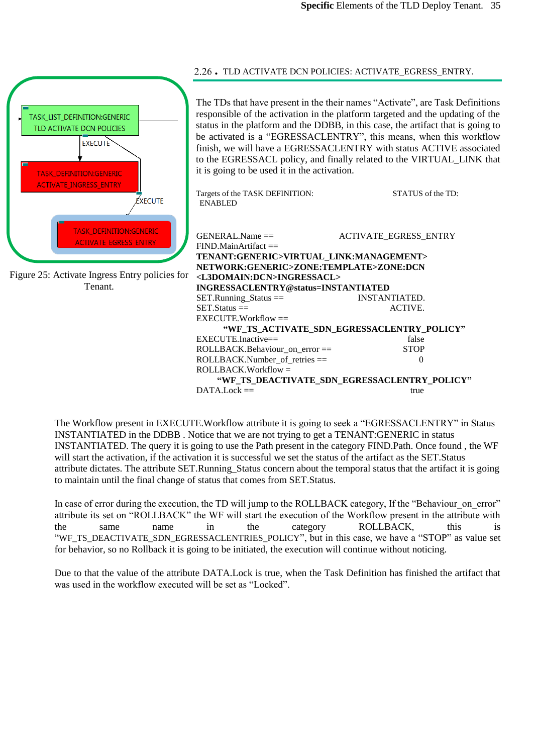## 2.26 . TLD ACTIVATE DCN POLICIES: ACTIVATE_EGRESS_ENTRY.

The TDs that have present in the their names "Activate", are Task Definitions responsible of the activation in the platform targeted and the updating of the status in the platform and the DDBB, in this case, the artifact that is going to be activated is a "EGRESSACLENTRY", this means, when this workflow finish, we will have a EGRESSACLENTRY with status ACTIVE associated to the EGRESSACL policy, and finally related to the VIRTUAL_LINK that it is going to be used in it in the activation.

Targets of the TASK DEFINITION: STATUS of the TD: ENABLED

GENERAL.Name == ACTIVATE_EGRESS_ENTRY
FIND.MainArtifact ==
**TENANT:GENERIC>VIRTUAL_LINK:MANAGEMENT>NETWORK:GENERIC>ZONE:TEMPLATE>ZONE:DCN<L3DOMAIN:DCN>INGRESSACL>INGRESSACLENTRY@status=INSTANTIATED**
SET.Running_Status == INSTANTIATED.
SET.Status == ACTIVE.
EXECUTE.Workflow ==
**"WF_TS_ACTIVATE_SDN_EGRESSACLENTRY_POLICY"**
EXECUTE.Inactive== false
ROLLBACK.Behaviour_on_error == STOP
ROLLBACK.Number_of_retries == 0
ROLLBACK.Workflow =
**"WF_TS_DEACTIVATE_SDN_EGRESSACLENTRY_POLICY"**
DATA.Lock == true

Figure 25: Activate Ingress Entry policies for Tenant.

The Workflow present in EXECUTE.Workflow attribute it is going to seek a "EGRESSACLENTRY" in Status INSTANTIATED in the DDBB . Notice that we are not trying to get a TENANT:GENERIC in status INSTANTIATED. The query it is going to use the Path present in the category FIND.Path. Once found , the WF will start the activation, if the activation it is successful we set the status of the artifact as the SET.Status attribute dictates. The attribute SET.Running_Status concern about the temporal status that the artifact it is going to maintain until the final change of status that comes from SET.Status.

In case of error during the execution, the TD will jump to the ROLLBACK category, If the "Behaviour_on_error" attribute its set on "ROLLBACK" the WF will start the execution of the Workflow present in the attribute with the same name in the category ROLLBACK, this is "WF_TS_DEACTIVATE_SDN_EGRESSACLENTRIES_POLICY", but in this case, we have a "STOP" as value set for behavior, so no Rollback it is going to be initiated, the execution will continue without noticing.

Due to that the value of the attribute DATA.Lock is true, when the Task Definition has finished the artifact that was used in the workflow executed will be set as "Locked".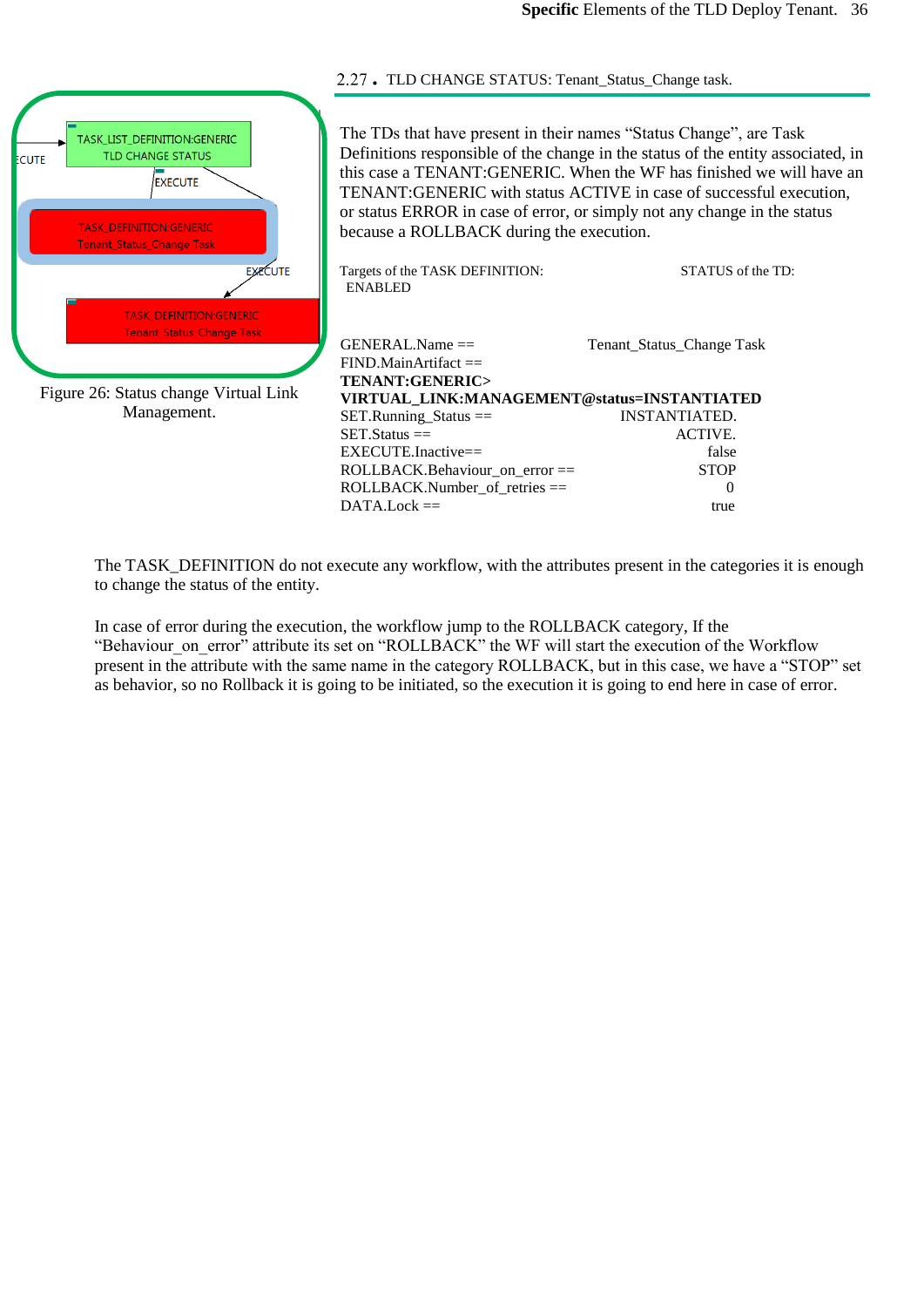## 2.27 . TLD CHANGE STATUS: Tenant_Status_Change task.

Figure 26: Status change Virtual Link Management.

The TDs that have present in their names “Status Change”, are Task Definitions responsible of the change in the status of the entity associated, in this case a TENANT:GENERIC. When the WF has finished we will have an TENANT:GENERIC with status ACTIVE in case of successful execution, or status ERROR in case of error, or simply not any change in the status because a ROLLBACK during the execution.

Targets of the TASK DEFINITION: STATUS of the TD: ENABLED

GENERAL.Name == Tenant_Status_Change Task
FIND.MainArtifact ==
**TENANT:GENERIC> VIRTUAL_LINK:MANAGEMENT@status=INSTANTIATED**
SET.Running_Status == INSTANTIATED.
SET.Status == ACTIVE.
EXECUTE.Inactive== false
ROLLBACK.Behaviour_on_error == STOP
ROLLBACK.Number_of_retries == 0
DATA.Lock == true

The TASK_DEFINITION do not execute any workflow, with the attributes present in the categories it is enough to change the status of the entity.

In case of error during the execution, the workflow jump to the ROLLBACK category, If the “Behaviour_on_error” attribute its set on “ROLLBACK” the WF will start the execution of the Workflow present in the attribute with the same name in the category ROLLBACK, but in this case, we have a “STOP” set as behavior, so no Rollback it is going to be initiated, so the execution it is going to end here in case of error.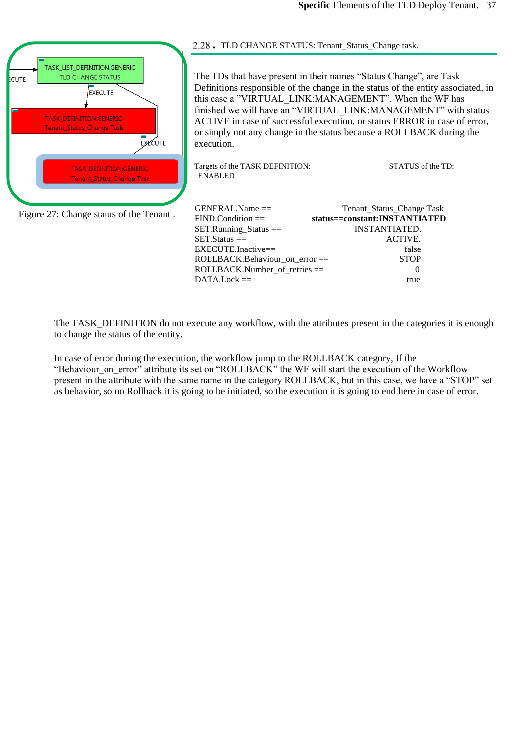## 2.28 . TLD CHANGE STATUS: Tenant_Status_Change task.

Figure 27: Change status of the Tenant .

The TDs that have present in their names "Status Change", are Task Definitions responsible of the change in the status of the entity associated, in this case a "VIRTUAL_LINK:MANAGEMENT". When the WF has finished we will have an "VIRTUAL_LINK:MANAGEMENT" with status ACTIVE in case of successful execution, or status ERROR in case of error, or simply not any change in the status because a ROLLBACK during the execution.

Targets of the TASK DEFINITION: STATUS of the TD: ENABLED

| | |
|---|---|
| GENERAL.Name == | Tenant_Status_Change Task |
| FIND.Condition == | **status==constant:INSTANTIATED** |
| SET.Running_Status == | INSTANTIATED. |
| SET.Status == | ACTIVE. |
| EXECUTE.Inactive== | false |
| ROLLBACK.Behaviour_on_error == | STOP |
| ROLLBACK.Number_of_retries == | 0 |
| DATA.Lock == | true |

The TASK_DEFINITION do not execute any workflow, with the attributes present in the categories it is enough to change the status of the entity.

In case of error during the execution, the workflow jump to the ROLLBACK category, If the "Behaviour_on_error" attribute its set on "ROLLBACK" the WF will start the execution of the Workflow present in the attribute with the same name in the category ROLLBACK, but in this case, we have a "STOP" set as behavior, so no Rollback it is going to be initiated, so the execution it is going to end here in case of error.